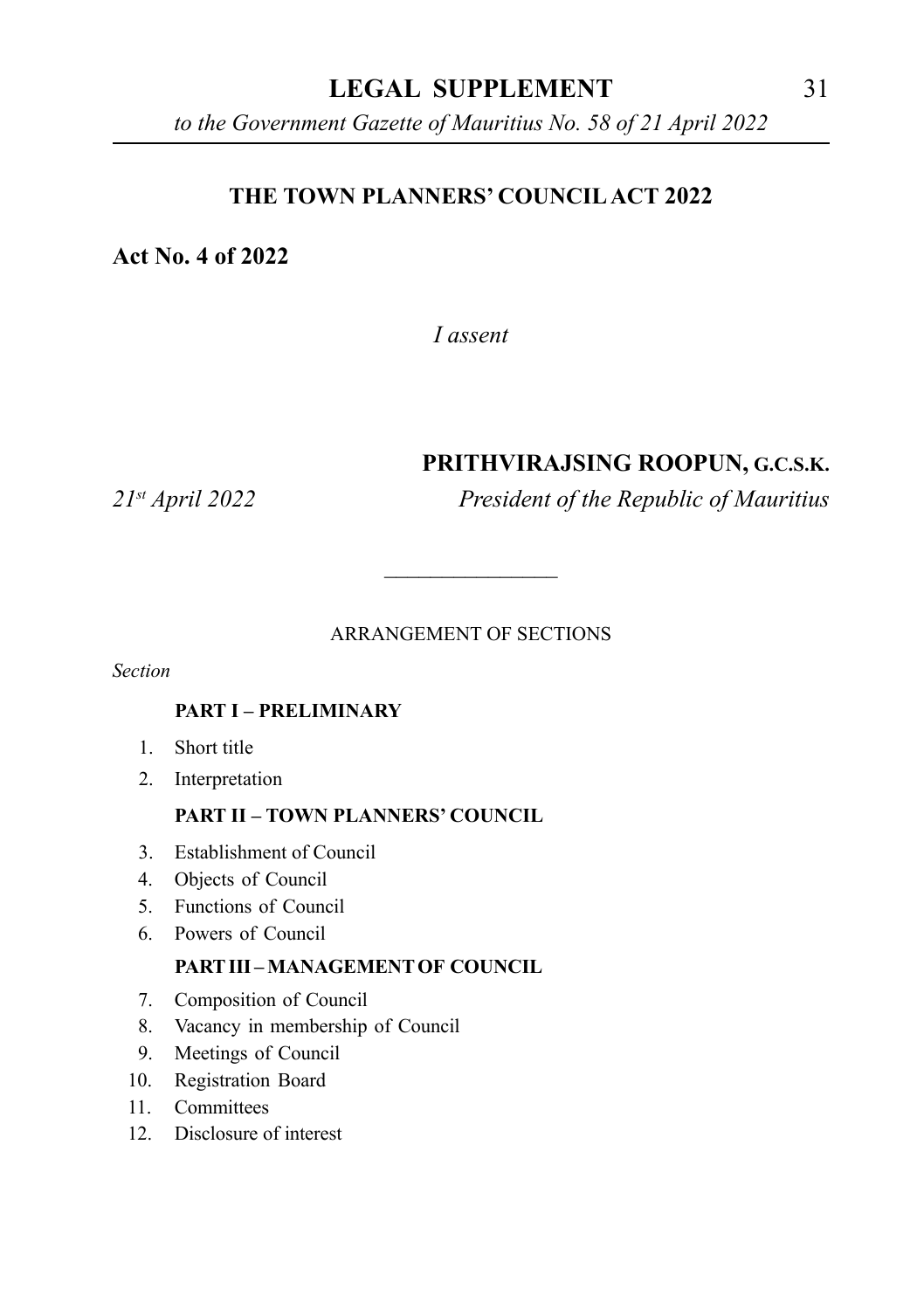# THE TOWN PLANNERS' COUNCIL ACT 2022

**Act No. 4 of 2022**

*I assent*

**PRITHVIRAJSING ROOPUN, G.C.S.K.**

*21st April 2022* *President of the Republic of Mauritius*

---

ARRANGEMENT OF SECTIONS

*Section*

**PART I – PRELIMINARY**

1. Short title
2. Interpretation

**PART II – TOWN PLANNERS' COUNCIL**

3. Establishment of Council
4. Objects of Council
5. Functions of Council
6. Powers of Council

**PART III – MANAGEMENT OF COUNCIL**

7. Composition of Council
8. Vacancy in membership of Council
9. Meetings of Council
10. Registration Board
11. Committees
12. Disclosure of interest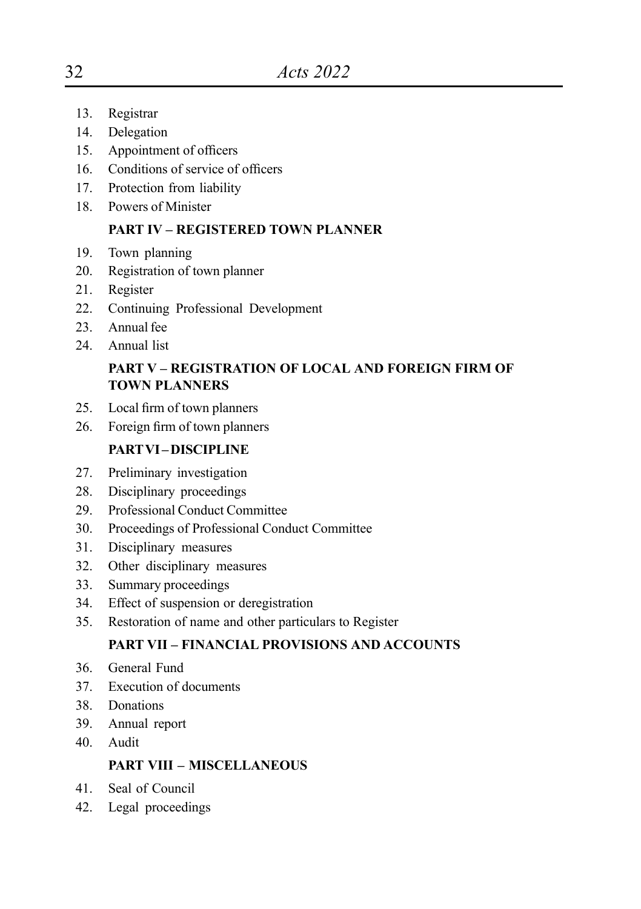13. Registrar
14. Delegation
15. Appointment of officers
16. Conditions of service of officers
17. Protection from liability
18. Powers of Minister

**PART IV – REGISTERED TOWN PLANNER**

19. Town planning
20. Registration of town planner
21. Register
22. Continuing Professional Development
23. Annual fee
24. Annual list

**PART V – REGISTRATION OF LOCAL AND FOREIGN FIRM OF TOWN PLANNERS**

25. Local firm of town planners
26. Foreign firm of town planners

**PART VI – DISCIPLINE**

27. Preliminary investigation
28. Disciplinary proceedings
29. Professional Conduct Committee
30. Proceedings of Professional Conduct Committee
31. Disciplinary measures
32. Other disciplinary measures
33. Summary proceedings
34. Effect of suspension or deregistration
35. Restoration of name and other particulars to Register

**PART VII – FINANCIAL PROVISIONS AND ACCOUNTS**

36. General Fund
37. Execution of documents
38. Donations
39. Annual report
40. Audit

**PART VIII – MISCELLANEOUS**

41. Seal of Council
42. Legal proceedings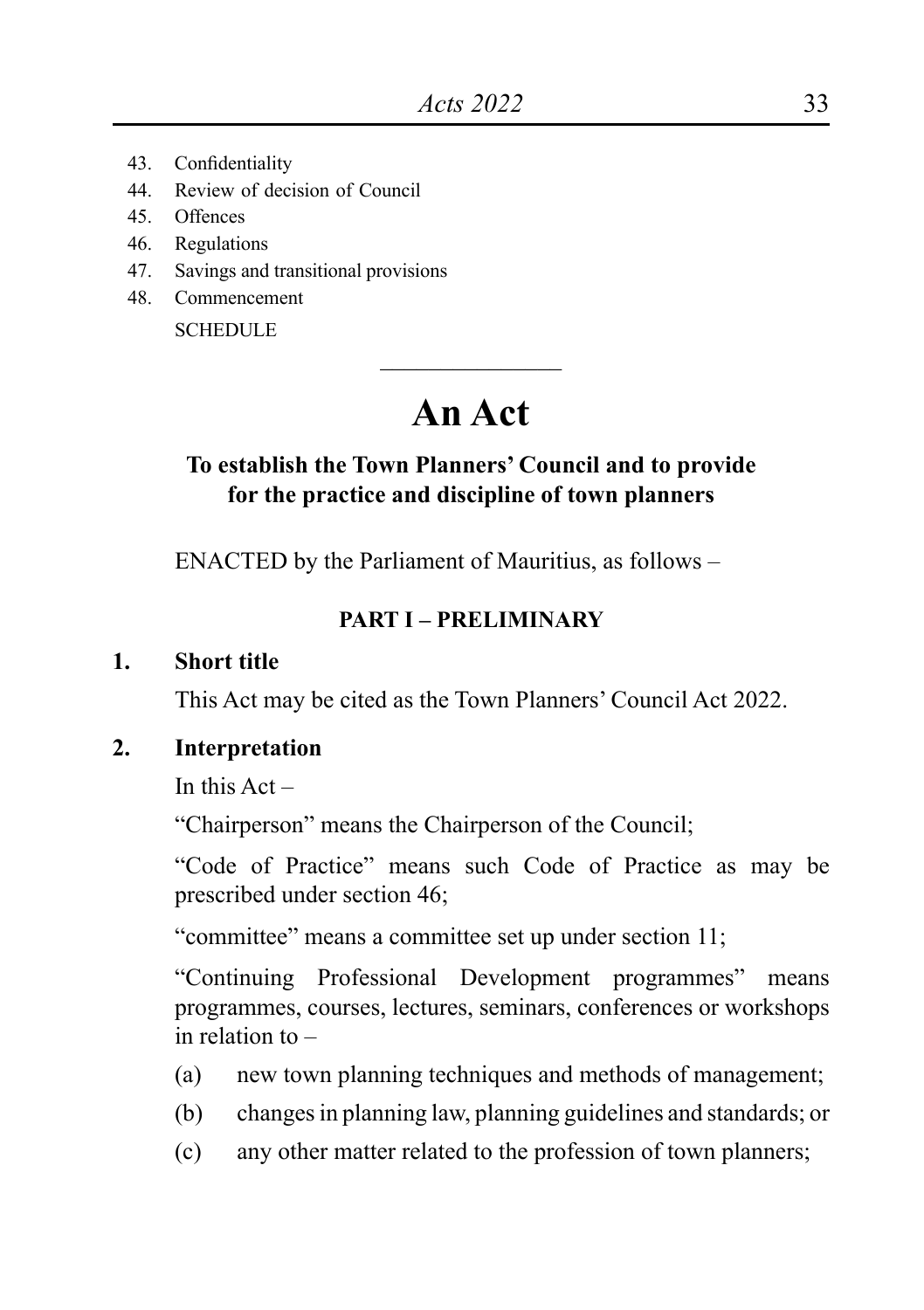43. Confidentiality
44. Review of decision of Council
45. Offences
46. Regulations
47. Savings and transitional provisions
48. Commencement

SCHEDULE

---

# An Act

**To establish the Town Planners' Council and to provide for the practice and discipline of town planners**

ENACTED by the Parliament of Mauritius, as follows –

## PART I – PRELIMINARY

### 1. Short title

This Act may be cited as the Town Planners' Council Act 2022.

### 2. Interpretation

In this Act –

"Chairperson" means the Chairperson of the Council;

"Code of Practice" means such Code of Practice as may be prescribed under section 46;

"committee" means a committee set up under section 11;

"Continuing Professional Development programmes" means programmes, courses, lectures, seminars, conferences or workshops in relation to –

(a) new town planning techniques and methods of management;

(b) changes in planning law, planning guidelines and standards; or

(c) any other matter related to the profession of town planners;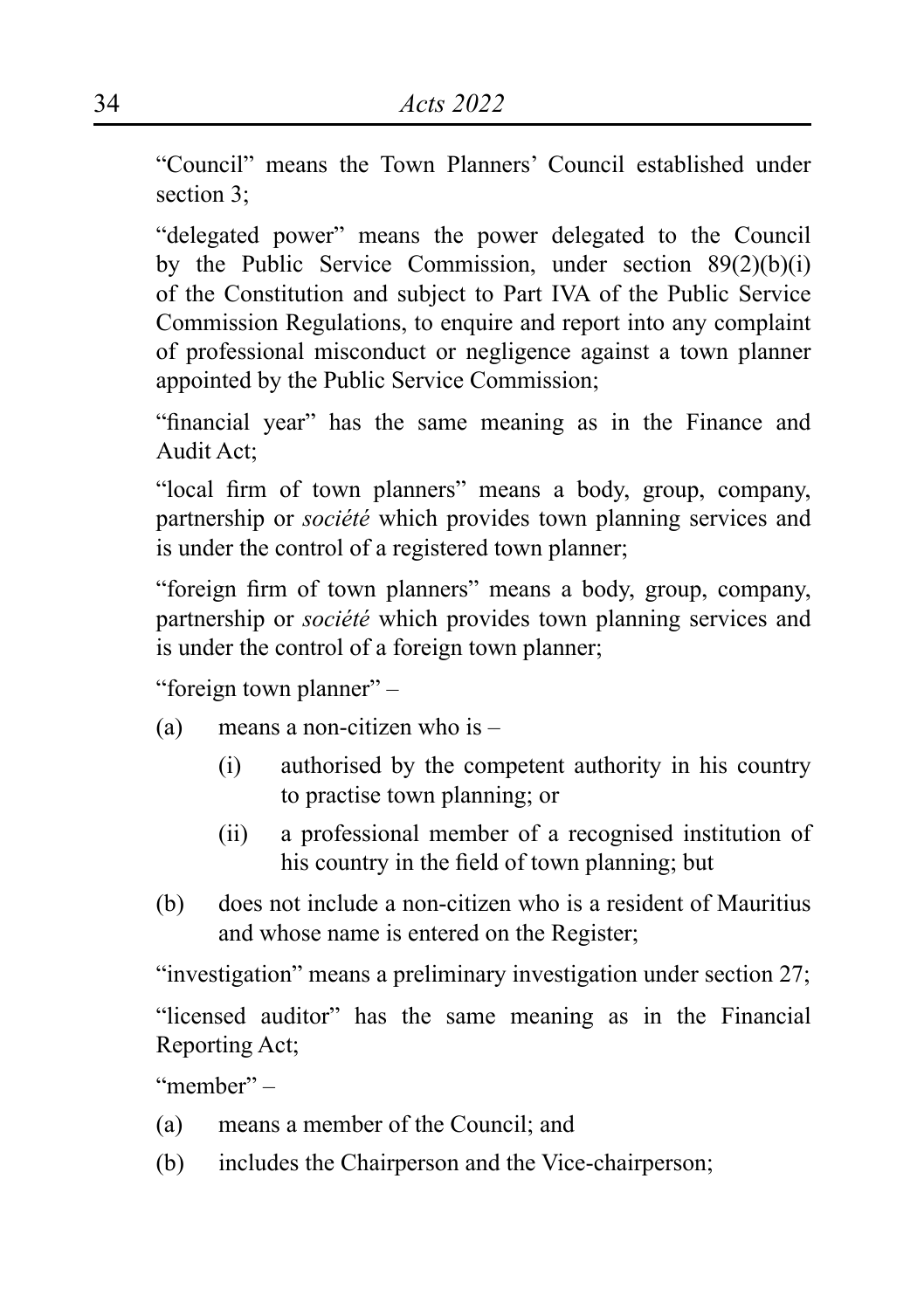"Council" means the Town Planners' Council established under section 3;

"delegated power" means the power delegated to the Council by the Public Service Commission, under section 89(2)(b)(i) of the Constitution and subject to Part IVA of the Public Service Commission Regulations, to enquire and report into any complaint of professional misconduct or negligence against a town planner appointed by the Public Service Commission;

"financial year" has the same meaning as in the Finance and Audit Act;

"local firm of town planners" means a body, group, company, partnership or *société* which provides town planning services and is under the control of a registered town planner;

"foreign firm of town planners" means a body, group, company, partnership or *société* which provides town planning services and is under the control of a foreign town planner;

"foreign town planner" –

(a) means a non-citizen who is –

  (i) authorised by the competent authority in his country to practise town planning; or

  (ii) a professional member of a recognised institution of his country in the field of town planning; but

(b) does not include a non-citizen who is a resident of Mauritius and whose name is entered on the Register;

"investigation" means a preliminary investigation under section 27;

"licensed auditor" has the same meaning as in the Financial Reporting Act;

"member" –

(a) means a member of the Council; and

(b) includes the Chairperson and the Vice-chairperson;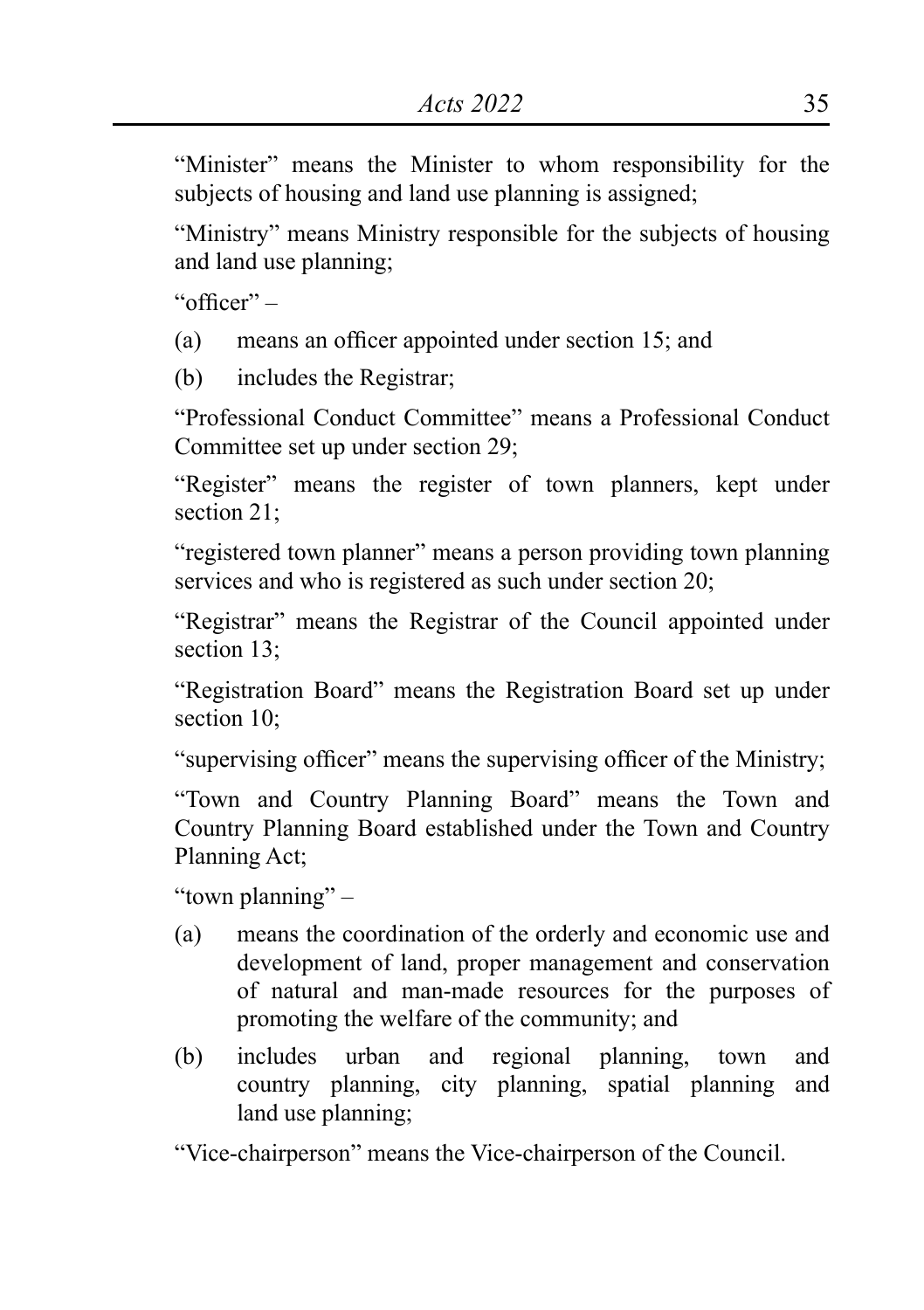"Minister" means the Minister to whom responsibility for the subjects of housing and land use planning is assigned;

"Ministry" means Ministry responsible for the subjects of housing and land use planning;

"officer" –

(a) means an officer appointed under section 15; and

(b) includes the Registrar;

"Professional Conduct Committee" means a Professional Conduct Committee set up under section 29;

"Register" means the register of town planners, kept under section 21;

"registered town planner" means a person providing town planning services and who is registered as such under section 20;

"Registrar" means the Registrar of the Council appointed under section 13;

"Registration Board" means the Registration Board set up under section 10;

"supervising officer" means the supervising officer of the Ministry;

"Town and Country Planning Board" means the Town and Country Planning Board established under the Town and Country Planning Act;

"town planning" –

(a) means the coordination of the orderly and economic use and development of land, proper management and conservation of natural and man-made resources for the purposes of promoting the welfare of the community; and

(b) includes urban and regional planning, town and country planning, city planning, spatial planning and land use planning;

"Vice-chairperson" means the Vice-chairperson of the Council.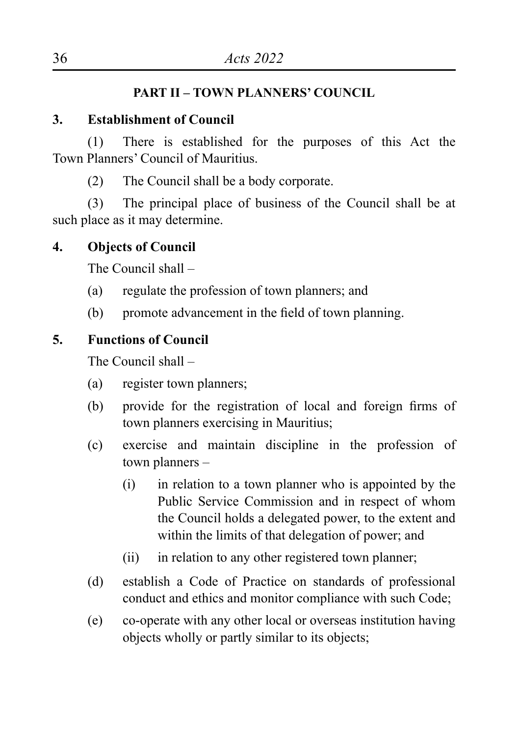## PART II – TOWN PLANNERS' COUNCIL

### 3. Establishment of Council

(1) There is established for the purposes of this Act the Town Planners' Council of Mauritius.

(2) The Council shall be a body corporate.

(3) The principal place of business of the Council shall be at such place as it may determine.

### 4. Objects of Council

The Council shall –

(a) regulate the profession of town planners; and

(b) promote advancement in the field of town planning.

### 5. Functions of Council

The Council shall –

(a) register town planners;

(b) provide for the registration of local and foreign firms of town planners exercising in Mauritius;

(c) exercise and maintain discipline in the profession of town planners –

  (i) in relation to a town planner who is appointed by the Public Service Commission and in respect of whom the Council holds a delegated power, to the extent and within the limits of that delegation of power; and

  (ii) in relation to any other registered town planner;

(d) establish a Code of Practice on standards of professional conduct and ethics and monitor compliance with such Code;

(e) co-operate with any other local or overseas institution having objects wholly or partly similar to its objects;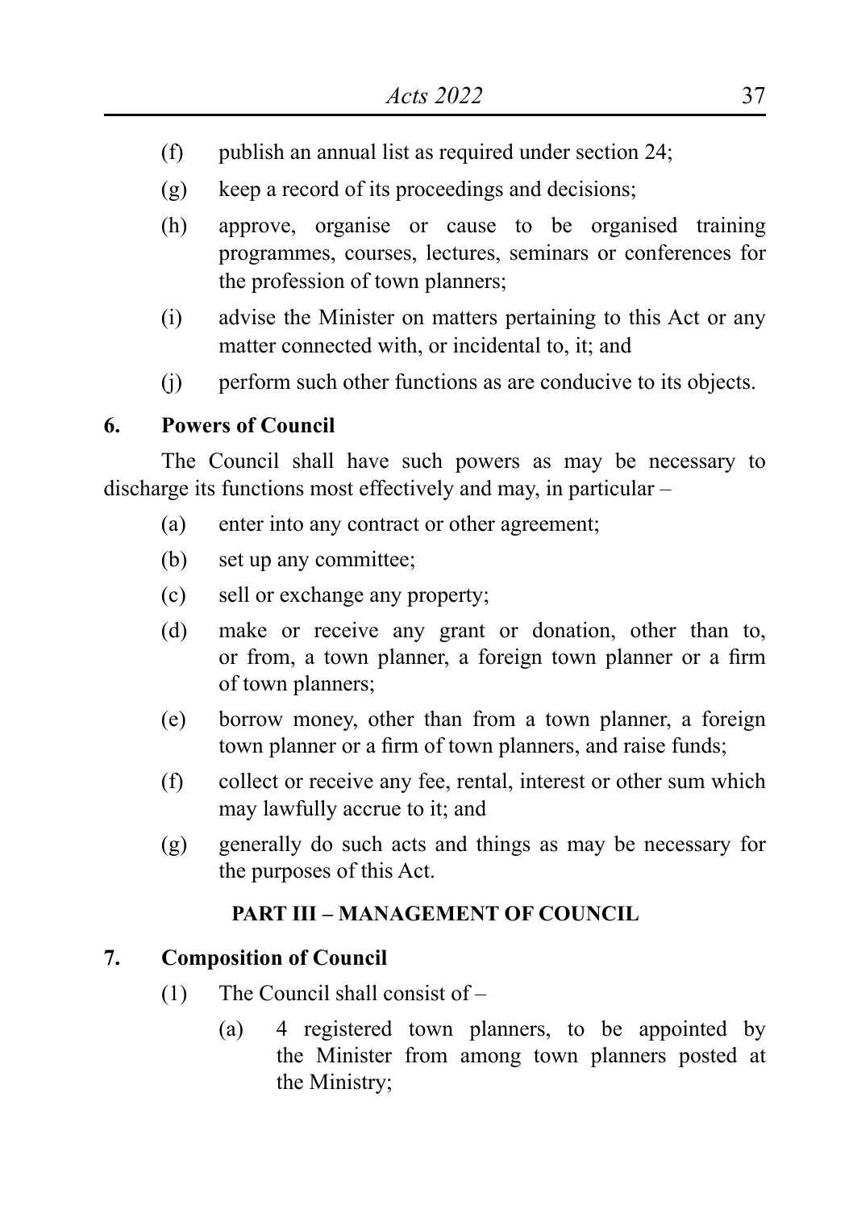(f) publish an annual list as required under section 24;

(g) keep a record of its proceedings and decisions;

(h) approve, organise or cause to be organised training programmes, courses, lectures, seminars or conferences for the profession of town planners;

(i) advise the Minister on matters pertaining to this Act or any matter connected with, or incidental to, it; and

(j) perform such other functions as are conducive to its objects.

**6. Powers of Council**

The Council shall have such powers as may be necessary to discharge its functions most effectively and may, in particular –

(a) enter into any contract or other agreement;

(b) set up any committee;

(c) sell or exchange any property;

(d) make or receive any grant or donation, other than to, or from, a town planner, a foreign town planner or a firm of town planners;

(e) borrow money, other than from a town planner, a foreign town planner or a firm of town planners, and raise funds;

(f) collect or receive any fee, rental, interest or other sum which may lawfully accrue to it; and

(g) generally do such acts and things as may be necessary for the purposes of this Act.

## PART III – MANAGEMENT OF COUNCIL

**7. Composition of Council**

(1) The Council shall consist of –

(a) 4 registered town planners, to be appointed by the Minister from among town planners posted at the Ministry;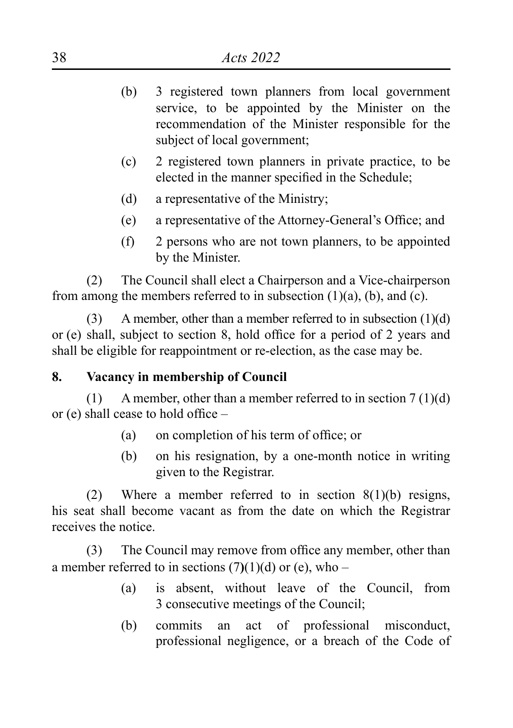(b) 3 registered town planners from local government service, to be appointed by the Minister on the recommendation of the Minister responsible for the subject of local government;

(c) 2 registered town planners in private practice, to be elected in the manner specified in the Schedule;

(d) a representative of the Ministry;

(e) a representative of the Attorney-General's Office; and

(f) 2 persons who are not town planners, to be appointed by the Minister.

(2) The Council shall elect a Chairperson and a Vice-chairperson from among the members referred to in subsection (1)(a), (b), and (c).

(3) A member, other than a member referred to in subsection (1)(d) or (e) shall, subject to section 8, hold office for a period of 2 years and shall be eligible for reappointment or re-election, as the case may be.

**8. Vacancy in membership of Council**

(1) A member, other than a member referred to in section 7 (1)(d) or (e) shall cease to hold office –

(a) on completion of his term of office; or

(b) on his resignation, by a one-month notice in writing given to the Registrar.

(2) Where a member referred to in section 8(1)(b) resigns, his seat shall become vacant as from the date on which the Registrar receives the notice.

(3) The Council may remove from office any member, other than a member referred to in sections (7)(1)(d) or (e), who –

(a) is absent, without leave of the Council, from 3 consecutive meetings of the Council;

(b) commits an act of professional misconduct, professional negligence, or a breach of the Code of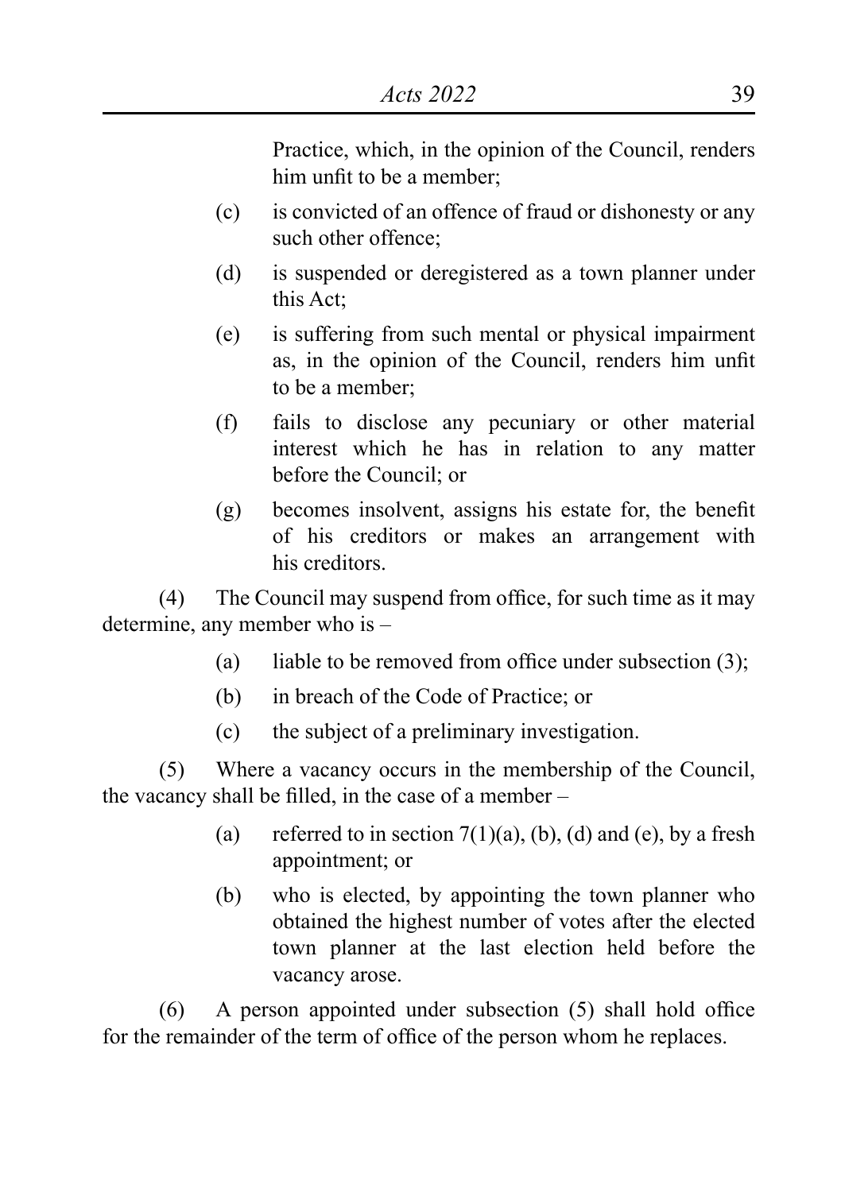Practice, which, in the opinion of the Council, renders him unfit to be a member;

(c) is convicted of an offence of fraud or dishonesty or any such other offence;

(d) is suspended or deregistered as a town planner under this Act;

(e) is suffering from such mental or physical impairment as, in the opinion of the Council, renders him unfit to be a member;

(f) fails to disclose any pecuniary or other material interest which he has in relation to any matter before the Council; or

(g) becomes insolvent, assigns his estate for, the benefit of his creditors or makes an arrangement with his creditors.

(4) The Council may suspend from office, for such time as it may determine, any member who is –

(a) liable to be removed from office under subsection (3);

(b) in breach of the Code of Practice; or

(c) the subject of a preliminary investigation.

(5) Where a vacancy occurs in the membership of the Council, the vacancy shall be filled, in the case of a member –

(a) referred to in section 7(1)(a), (b), (d) and (e), by a fresh appointment; or

(b) who is elected, by appointing the town planner who obtained the highest number of votes after the elected town planner at the last election held before the vacancy arose.

(6) A person appointed under subsection (5) shall hold office for the remainder of the term of office of the person whom he replaces.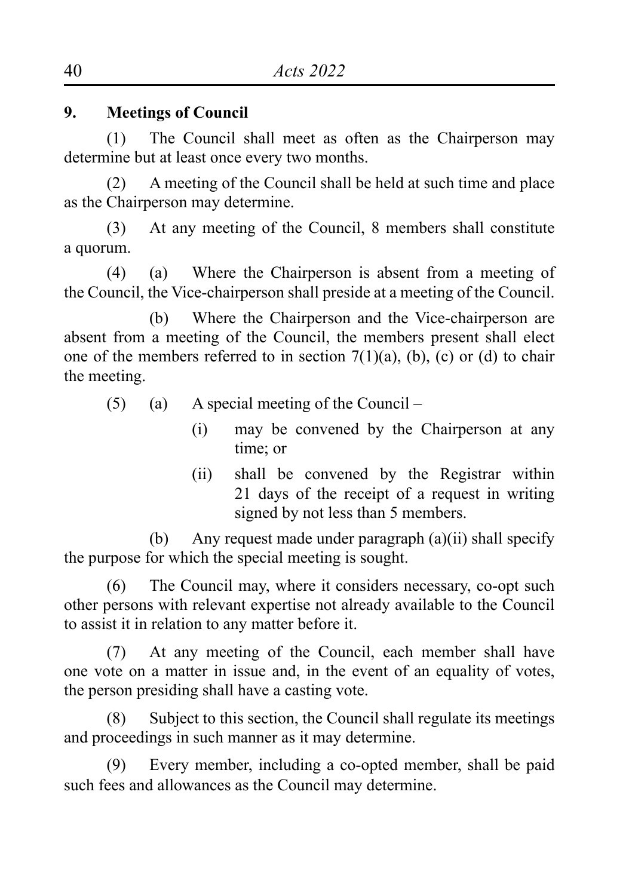**9. Meetings of Council**

(1) The Council shall meet as often as the Chairperson may determine but at least once every two months.

(2) A meeting of the Council shall be held at such time and place as the Chairperson may determine.

(3) At any meeting of the Council, 8 members shall constitute a quorum.

(4) (a) Where the Chairperson is absent from a meeting of the Council, the Vice-chairperson shall preside at a meeting of the Council.

(b) Where the Chairperson and the Vice-chairperson are absent from a meeting of the Council, the members present shall elect one of the members referred to in section 7(1)(a), (b), (c) or (d) to chair the meeting.

(5) (a) A special meeting of the Council –

(i) may be convened by the Chairperson at any time; or

(ii) shall be convened by the Registrar within 21 days of the receipt of a request in writing signed by not less than 5 members.

(b) Any request made under paragraph (a)(ii) shall specify the purpose for which the special meeting is sought.

(6) The Council may, where it considers necessary, co-opt such other persons with relevant expertise not already available to the Council to assist it in relation to any matter before it.

(7) At any meeting of the Council, each member shall have one vote on a matter in issue and, in the event of an equality of votes, the person presiding shall have a casting vote.

(8) Subject to this section, the Council shall regulate its meetings and proceedings in such manner as it may determine.

(9) Every member, including a co-opted member, shall be paid such fees and allowances as the Council may determine.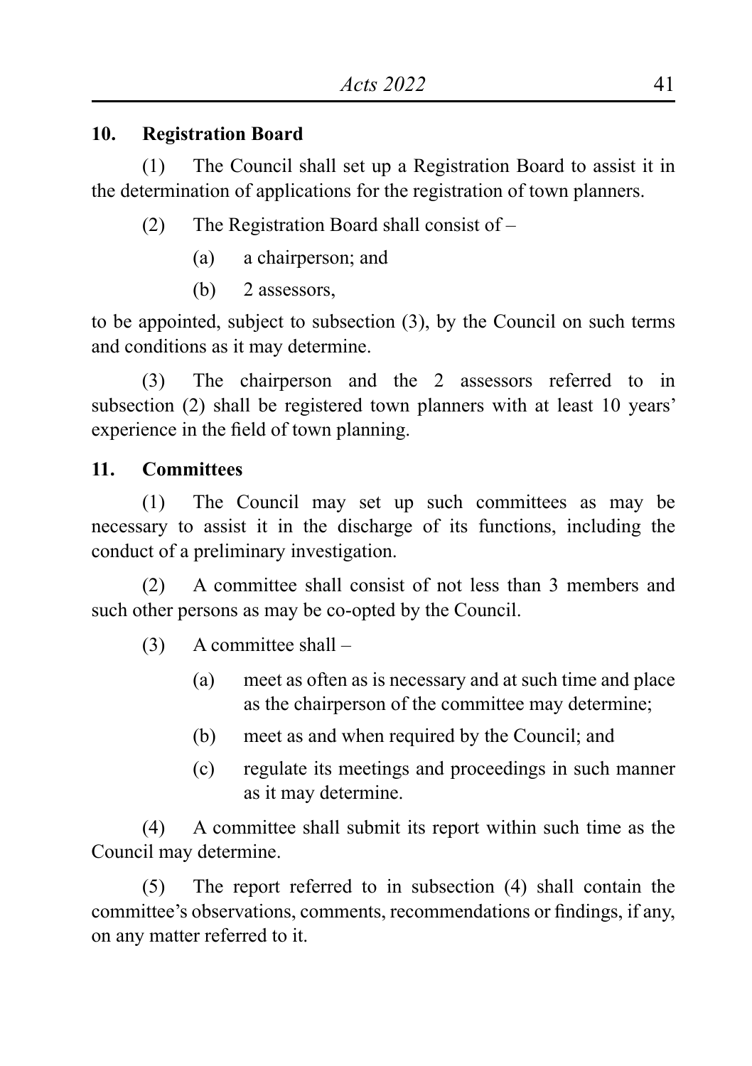### 10. Registration Board

(1) The Council shall set up a Registration Board to assist it in the determination of applications for the registration of town planners.

(2) The Registration Board shall consist of –

(a) a chairperson; and

(b) 2 assessors,

to be appointed, subject to subsection (3), by the Council on such terms and conditions as it may determine.

(3) The chairperson and the 2 assessors referred to in subsection (2) shall be registered town planners with at least 10 years' experience in the field of town planning.

### 11. Committees

(1) The Council may set up such committees as may be necessary to assist it in the discharge of its functions, including the conduct of a preliminary investigation.

(2) A committee shall consist of not less than 3 members and such other persons as may be co-opted by the Council.

(3) A committee shall –

(a) meet as often as is necessary and at such time and place as the chairperson of the committee may determine;

(b) meet as and when required by the Council; and

(c) regulate its meetings and proceedings in such manner as it may determine.

(4) A committee shall submit its report within such time as the Council may determine.

(5) The report referred to in subsection (4) shall contain the committee's observations, comments, recommendations or findings, if any, on any matter referred to it.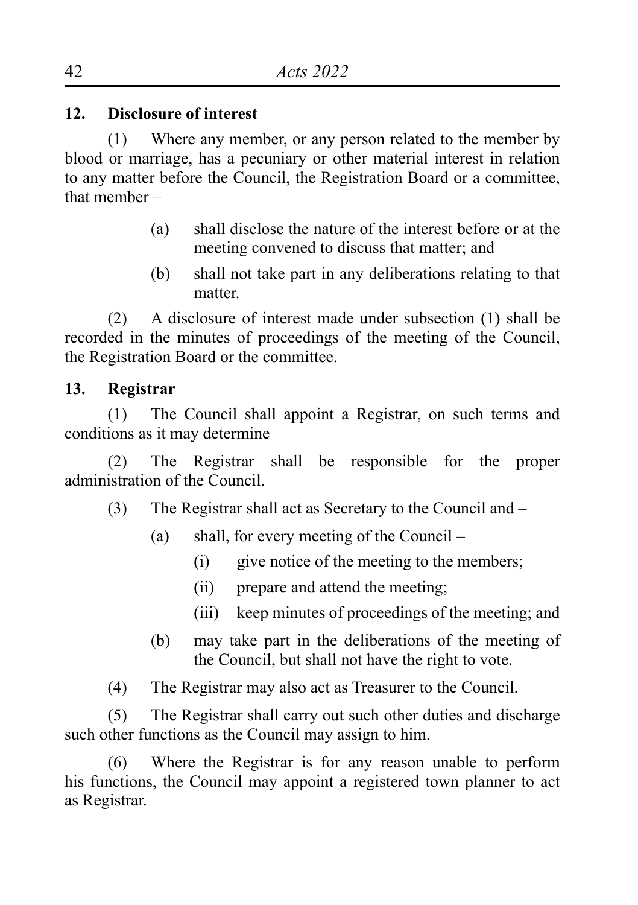**12. Disclosure of interest**

(1) Where any member, or any person related to the member by blood or marriage, has a pecuniary or other material interest in relation to any matter before the Council, the Registration Board or a committee, that member –

(a) shall disclose the nature of the interest before or at the meeting convened to discuss that matter; and

(b) shall not take part in any deliberations relating to that matter.

(2) A disclosure of interest made under subsection (1) shall be recorded in the minutes of proceedings of the meeting of the Council, the Registration Board or the committee.

**13. Registrar**

(1) The Council shall appoint a Registrar, on such terms and conditions as it may determine

(2) The Registrar shall be responsible for the proper administration of the Council.

(3) The Registrar shall act as Secretary to the Council and –

(a) shall, for every meeting of the Council –

(i) give notice of the meeting to the members;

(ii) prepare and attend the meeting;

(iii) keep minutes of proceedings of the meeting; and

(b) may take part in the deliberations of the meeting of the Council, but shall not have the right to vote.

(4) The Registrar may also act as Treasurer to the Council.

(5) The Registrar shall carry out such other duties and discharge such other functions as the Council may assign to him.

(6) Where the Registrar is for any reason unable to perform his functions, the Council may appoint a registered town planner to act as Registrar.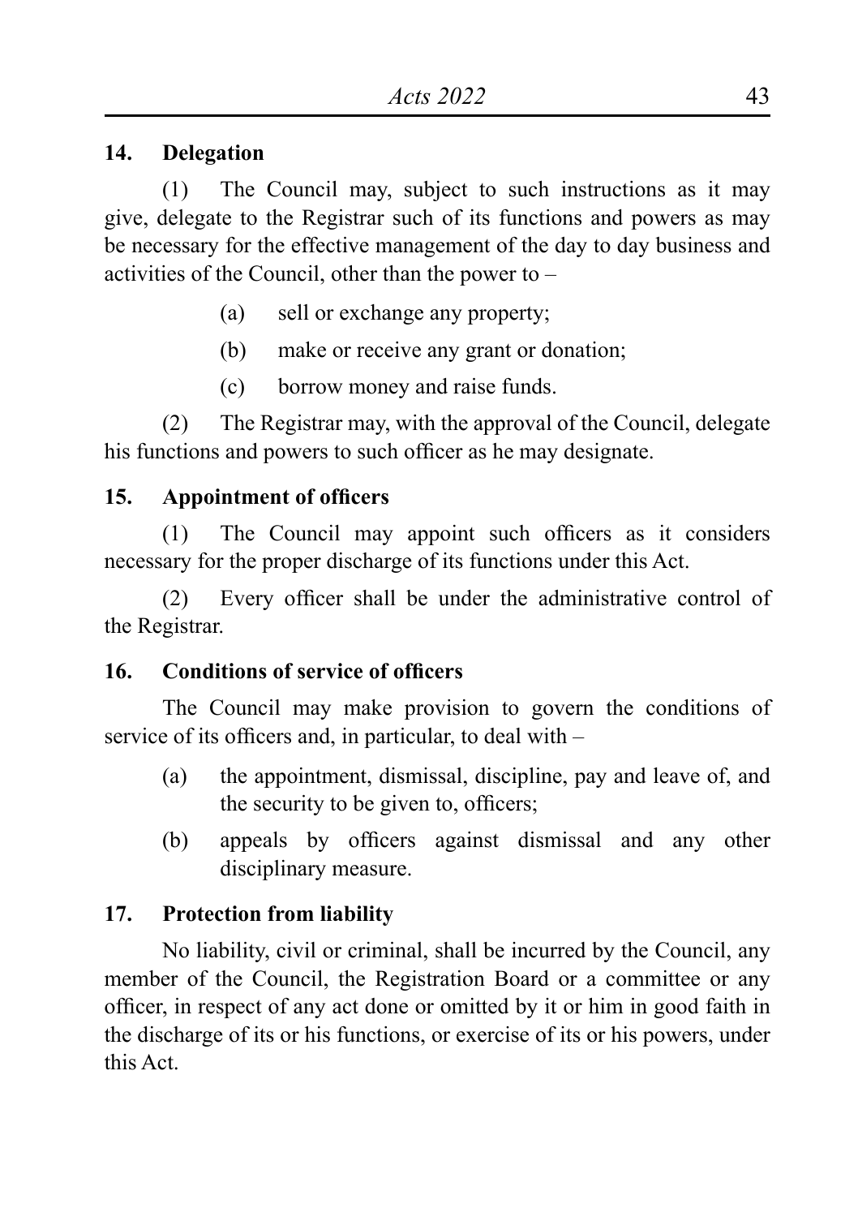**14. Delegation**

(1) The Council may, subject to such instructions as it may give, delegate to the Registrar such of its functions and powers as may be necessary for the effective management of the day to day business and activities of the Council, other than the power to –

(a) sell or exchange any property;

(b) make or receive any grant or donation;

(c) borrow money and raise funds.

(2) The Registrar may, with the approval of the Council, delegate his functions and powers to such officer as he may designate.

**15. Appointment of officers**

(1) The Council may appoint such officers as it considers necessary for the proper discharge of its functions under this Act.

(2) Every officer shall be under the administrative control of the Registrar.

**16. Conditions of service of officers**

The Council may make provision to govern the conditions of service of its officers and, in particular, to deal with –

(a) the appointment, dismissal, discipline, pay and leave of, and the security to be given to, officers;

(b) appeals by officers against dismissal and any other disciplinary measure.

**17. Protection from liability**

No liability, civil or criminal, shall be incurred by the Council, any member of the Council, the Registration Board or a committee or any officer, in respect of any act done or omitted by it or him in good faith in the discharge of its or his functions, or exercise of its or his powers, under this Act.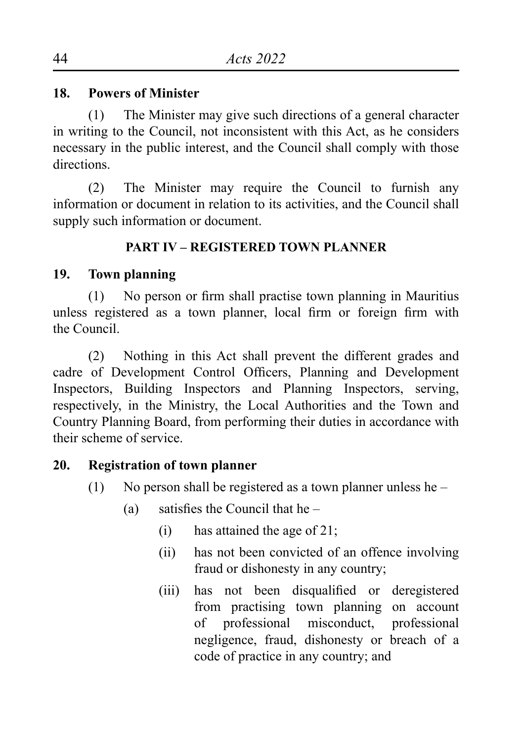**18. Powers of Minister**

(1) The Minister may give such directions of a general character in writing to the Council, not inconsistent with this Act, as he considers necessary in the public interest, and the Council shall comply with those directions.

(2) The Minister may require the Council to furnish any information or document in relation to its activities, and the Council shall supply such information or document.

**PART IV – REGISTERED TOWN PLANNER**

**19. Town planning**

(1) No person or firm shall practise town planning in Mauritius unless registered as a town planner, local firm or foreign firm with the Council.

(2) Nothing in this Act shall prevent the different grades and cadre of Development Control Officers, Planning and Development Inspectors, Building Inspectors and Planning Inspectors, serving, respectively, in the Ministry, the Local Authorities and the Town and Country Planning Board, from performing their duties in accordance with their scheme of service.

**20. Registration of town planner**

(1) No person shall be registered as a town planner unless he –

(a) satisfies the Council that he –

(i) has attained the age of 21;

(ii) has not been convicted of an offence involving fraud or dishonesty in any country;

(iii) has not been disqualified or deregistered from practising town planning on account of professional misconduct, professional negligence, fraud, dishonesty or breach of a code of practice in any country; and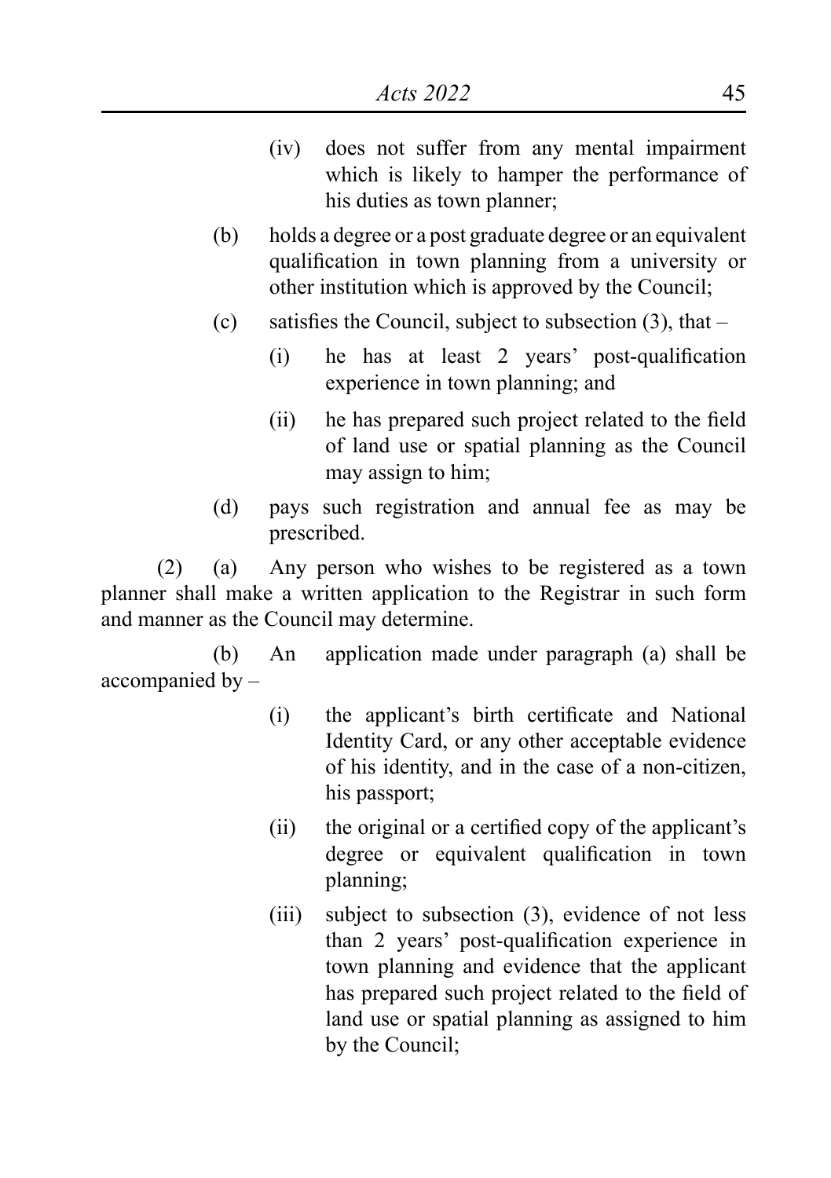(iv) does not suffer from any mental impairment which is likely to hamper the performance of his duties as town planner;

(b) holds a degree or a post graduate degree or an equivalent qualification in town planning from a university or other institution which is approved by the Council;

(c) satisfies the Council, subject to subsection (3), that –

(i) he has at least 2 years' post-qualification experience in town planning; and

(ii) he has prepared such project related to the field of land use or spatial planning as the Council may assign to him;

(d) pays such registration and annual fee as may be prescribed.

(2) (a) Any person who wishes to be registered as a town planner shall make a written application to the Registrar in such form and manner as the Council may determine.

(b) An application made under paragraph (a) shall be accompanied by –

(i) the applicant's birth certificate and National Identity Card, or any other acceptable evidence of his identity, and in the case of a non-citizen, his passport;

(ii) the original or a certified copy of the applicant's degree or equivalent qualification in town planning;

(iii) subject to subsection (3), evidence of not less than 2 years' post-qualification experience in town planning and evidence that the applicant has prepared such project related to the field of land use or spatial planning as assigned to him by the Council;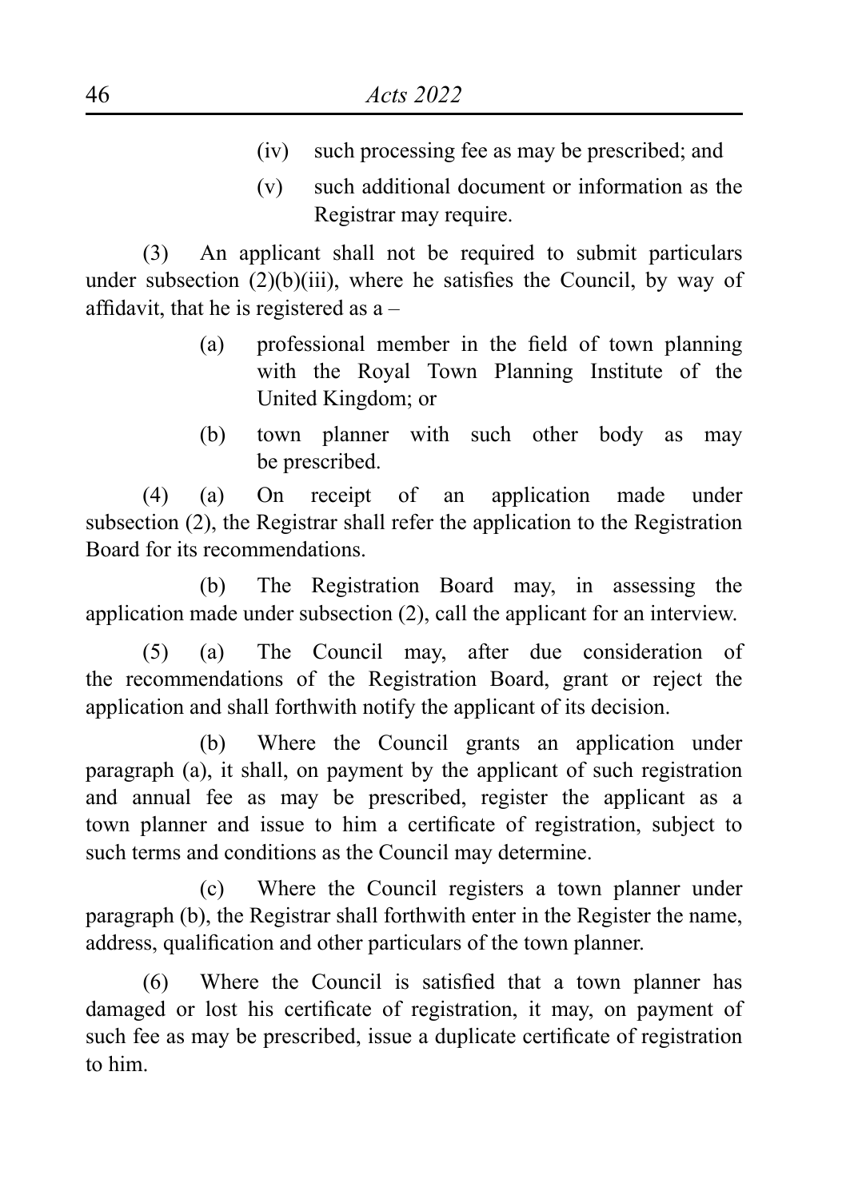(iv) such processing fee as may be prescribed; and

(v) such additional document or information as the Registrar may require.

(3) An applicant shall not be required to submit particulars under subsection (2)(b)(iii), where he satisfies the Council, by way of affidavit, that he is registered as a –

(a) professional member in the field of town planning with the Royal Town Planning Institute of the United Kingdom; or

(b) town planner with such other body as may be prescribed.

(4) (a) On receipt of an application made under subsection (2), the Registrar shall refer the application to the Registration Board for its recommendations.

(b) The Registration Board may, in assessing the application made under subsection (2), call the applicant for an interview.

(5) (a) The Council may, after due consideration of the recommendations of the Registration Board, grant or reject the application and shall forthwith notify the applicant of its decision.

(b) Where the Council grants an application under paragraph (a), it shall, on payment by the applicant of such registration and annual fee as may be prescribed, register the applicant as a town planner and issue to him a certificate of registration, subject to such terms and conditions as the Council may determine.

(c) Where the Council registers a town planner under paragraph (b), the Registrar shall forthwith enter in the Register the name, address, qualification and other particulars of the town planner.

(6) Where the Council is satisfied that a town planner has damaged or lost his certificate of registration, it may, on payment of such fee as may be prescribed, issue a duplicate certificate of registration to him.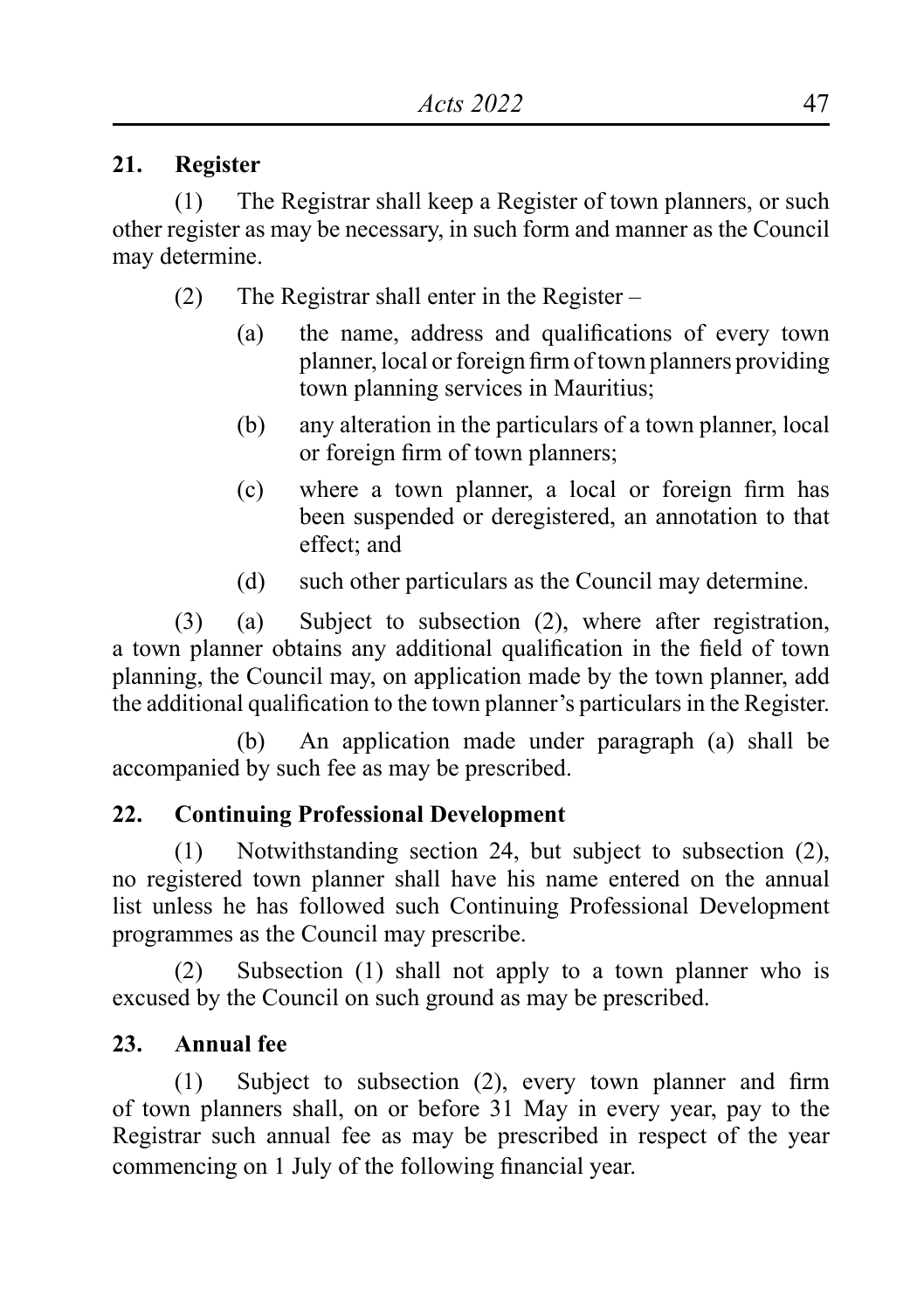**21. Register**

(1) The Registrar shall keep a Register of town planners, or such other register as may be necessary, in such form and manner as the Council may determine.

(2) The Registrar shall enter in the Register –

(a) the name, address and qualifications of every town planner, local or foreign firm of town planners providing town planning services in Mauritius;

(b) any alteration in the particulars of a town planner, local or foreign firm of town planners;

(c) where a town planner, a local or foreign firm has been suspended or deregistered, an annotation to that effect; and

(d) such other particulars as the Council may determine.

(3) (a) Subject to subsection (2), where after registration, a town planner obtains any additional qualification in the field of town planning, the Council may, on application made by the town planner, add the additional qualification to the town planner's particulars in the Register.

(b) An application made under paragraph (a) shall be accompanied by such fee as may be prescribed.

**22. Continuing Professional Development**

(1) Notwithstanding section 24, but subject to subsection (2), no registered town planner shall have his name entered on the annual list unless he has followed such Continuing Professional Development programmes as the Council may prescribe.

(2) Subsection (1) shall not apply to a town planner who is excused by the Council on such ground as may be prescribed.

**23. Annual fee**

(1) Subject to subsection (2), every town planner and firm of town planners shall, on or before 31 May in every year, pay to the Registrar such annual fee as may be prescribed in respect of the year commencing on 1 July of the following financial year.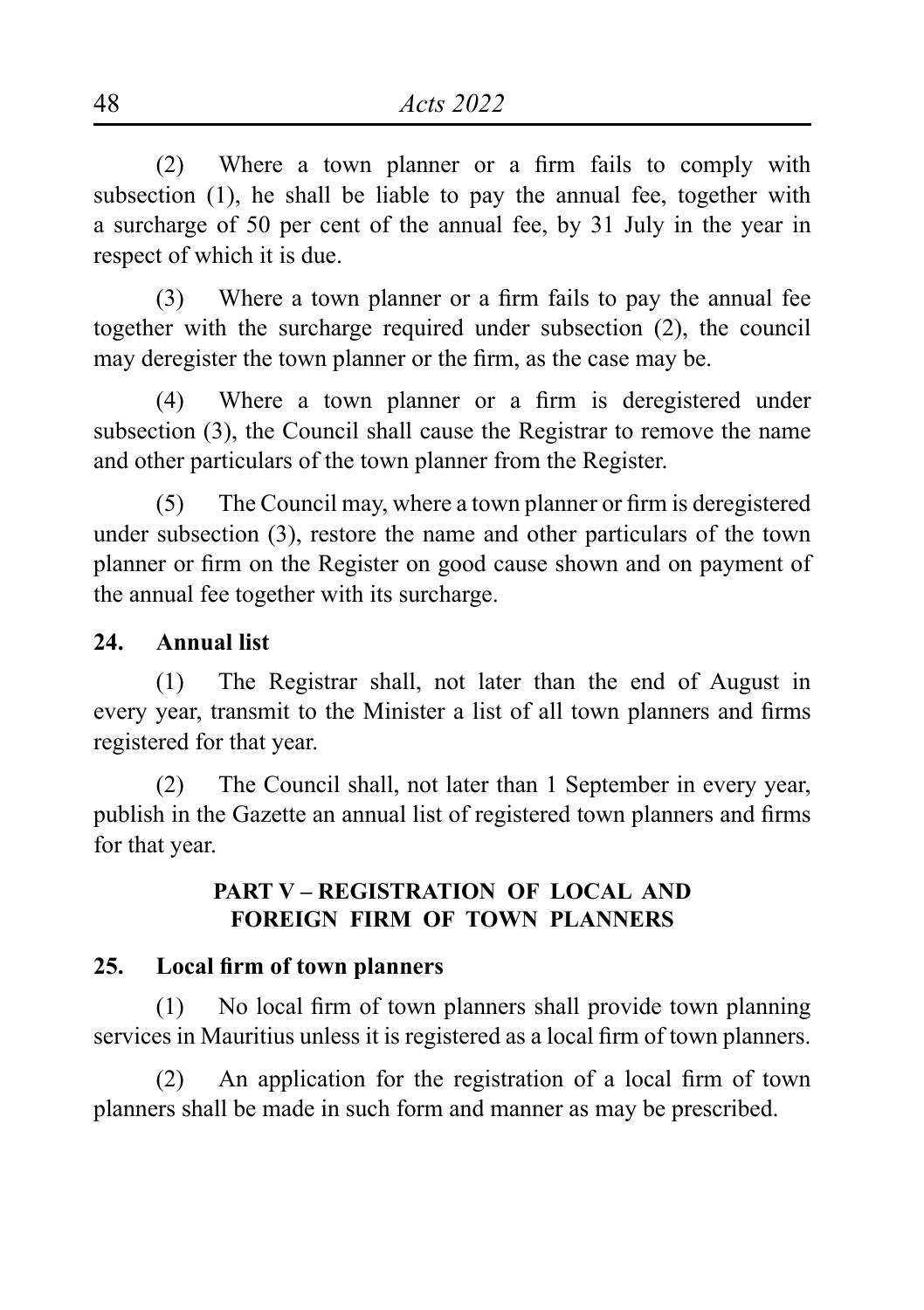(2) Where a town planner or a firm fails to comply with subsection (1), he shall be liable to pay the annual fee, together with a surcharge of 50 per cent of the annual fee, by 31 July in the year in respect of which it is due.

(3) Where a town planner or a firm fails to pay the annual fee together with the surcharge required under subsection (2), the council may deregister the town planner or the firm, as the case may be.

(4) Where a town planner or a firm is deregistered under subsection (3), the Council shall cause the Registrar to remove the name and other particulars of the town planner from the Register.

(5) The Council may, where a town planner or firm is deregistered under subsection (3), restore the name and other particulars of the town planner or firm on the Register on good cause shown and on payment of the annual fee together with its surcharge.

**24. Annual list**

(1) The Registrar shall, not later than the end of August in every year, transmit to the Minister a list of all town planners and firms registered for that year.

(2) The Council shall, not later than 1 September in every year, publish in the Gazette an annual list of registered town planners and firms for that year.

## PART V – REGISTRATION OF LOCAL AND FOREIGN FIRM OF TOWN PLANNERS

**25. Local firm of town planners**

(1) No local firm of town planners shall provide town planning services in Mauritius unless it is registered as a local firm of town planners.

(2) An application for the registration of a local firm of town planners shall be made in such form and manner as may be prescribed.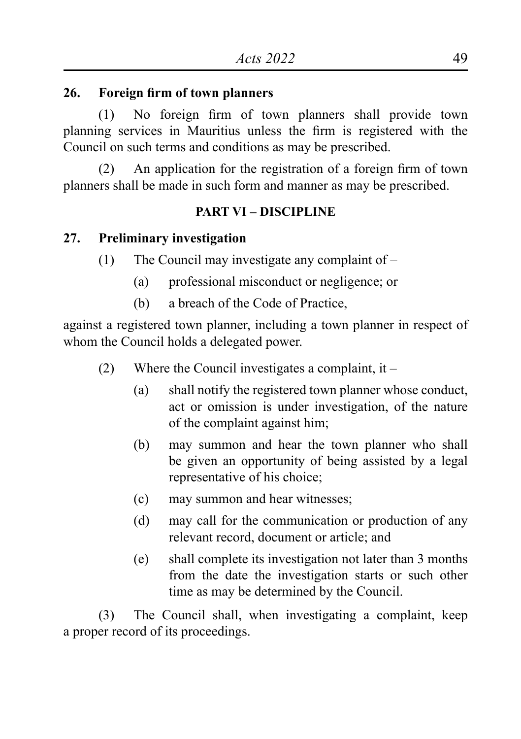**26. Foreign firm of town planners**

(1) No foreign firm of town planners shall provide town planning services in Mauritius unless the firm is registered with the Council on such terms and conditions as may be prescribed.

(2) An application for the registration of a foreign firm of town planners shall be made in such form and manner as may be prescribed.

## PART VI – DISCIPLINE

**27. Preliminary investigation**

(1) The Council may investigate any complaint of –

(a) professional misconduct or negligence; or

(b) a breach of the Code of Practice,

against a registered town planner, including a town planner in respect of whom the Council holds a delegated power.

(2) Where the Council investigates a complaint, it –

(a) shall notify the registered town planner whose conduct, act or omission is under investigation, of the nature of the complaint against him;

(b) may summon and hear the town planner who shall be given an opportunity of being assisted by a legal representative of his choice;

(c) may summon and hear witnesses;

(d) may call for the communication or production of any relevant record, document or article; and

(e) shall complete its investigation not later than 3 months from the date the investigation starts or such other time as may be determined by the Council.

(3) The Council shall, when investigating a complaint, keep a proper record of its proceedings.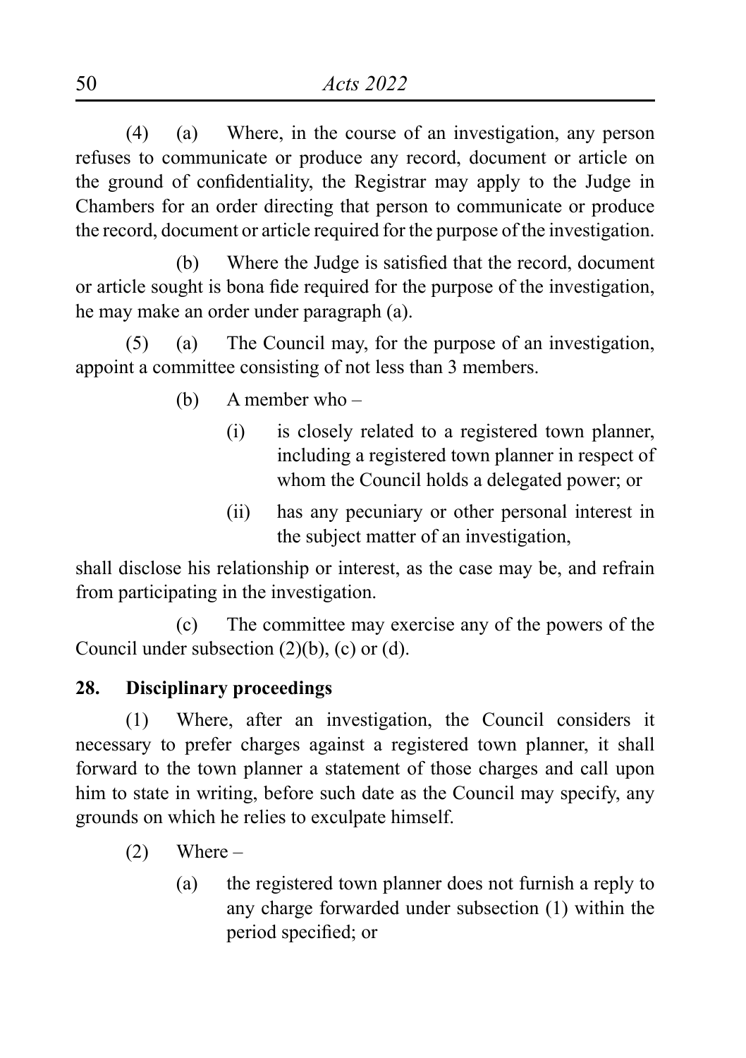(4) (a) Where, in the course of an investigation, any person refuses to communicate or produce any record, document or article on the ground of confidentiality, the Registrar may apply to the Judge in Chambers for an order directing that person to communicate or produce the record, document or article required for the purpose of the investigation.

(b) Where the Judge is satisfied that the record, document or article sought is bona fide required for the purpose of the investigation, he may make an order under paragraph (a).

(5) (a) The Council may, for the purpose of an investigation, appoint a committee consisting of not less than 3 members.

(b) A member who –

- (i) is closely related to a registered town planner, including a registered town planner in respect of whom the Council holds a delegated power; or
- (ii) has any pecuniary or other personal interest in the subject matter of an investigation,

shall disclose his relationship or interest, as the case may be, and refrain from participating in the investigation.

(c) The committee may exercise any of the powers of the Council under subsection (2)(b), (c) or (d).

## 28. Disciplinary proceedings

(1) Where, after an investigation, the Council considers it necessary to prefer charges against a registered town planner, it shall forward to the town planner a statement of those charges and call upon him to state in writing, before such date as the Council may specify, any grounds on which he relies to exculpate himself.

(2) Where –

- (a) the registered town planner does not furnish a reply to any charge forwarded under subsection (1) within the period specified; or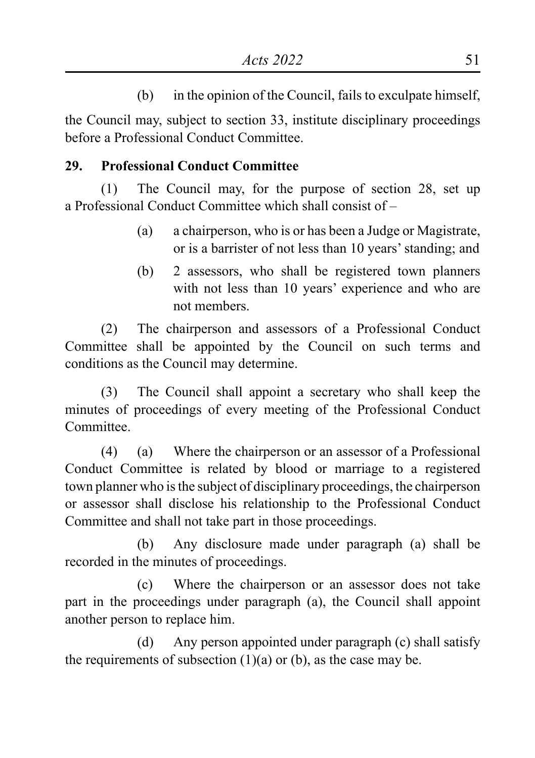(b) in the opinion of the Council, fails to exculpate himself,

the Council may, subject to section 33, institute disciplinary proceedings before a Professional Conduct Committee.

**29. Professional Conduct Committee**

(1) The Council may, for the purpose of section 28, set up a Professional Conduct Committee which shall consist of –

(a) a chairperson, who is or has been a Judge or Magistrate, or is a barrister of not less than 10 years' standing; and

(b) 2 assessors, who shall be registered town planners with not less than 10 years' experience and who are not members.

(2) The chairperson and assessors of a Professional Conduct Committee shall be appointed by the Council on such terms and conditions as the Council may determine.

(3) The Council shall appoint a secretary who shall keep the minutes of proceedings of every meeting of the Professional Conduct Committee.

(4) (a) Where the chairperson or an assessor of a Professional Conduct Committee is related by blood or marriage to a registered town planner who is the subject of disciplinary proceedings, the chairperson or assessor shall disclose his relationship to the Professional Conduct Committee and shall not take part in those proceedings.

(b) Any disclosure made under paragraph (a) shall be recorded in the minutes of proceedings.

(c) Where the chairperson or an assessor does not take part in the proceedings under paragraph (a), the Council shall appoint another person to replace him.

(d) Any person appointed under paragraph (c) shall satisfy the requirements of subsection (1)(a) or (b), as the case may be.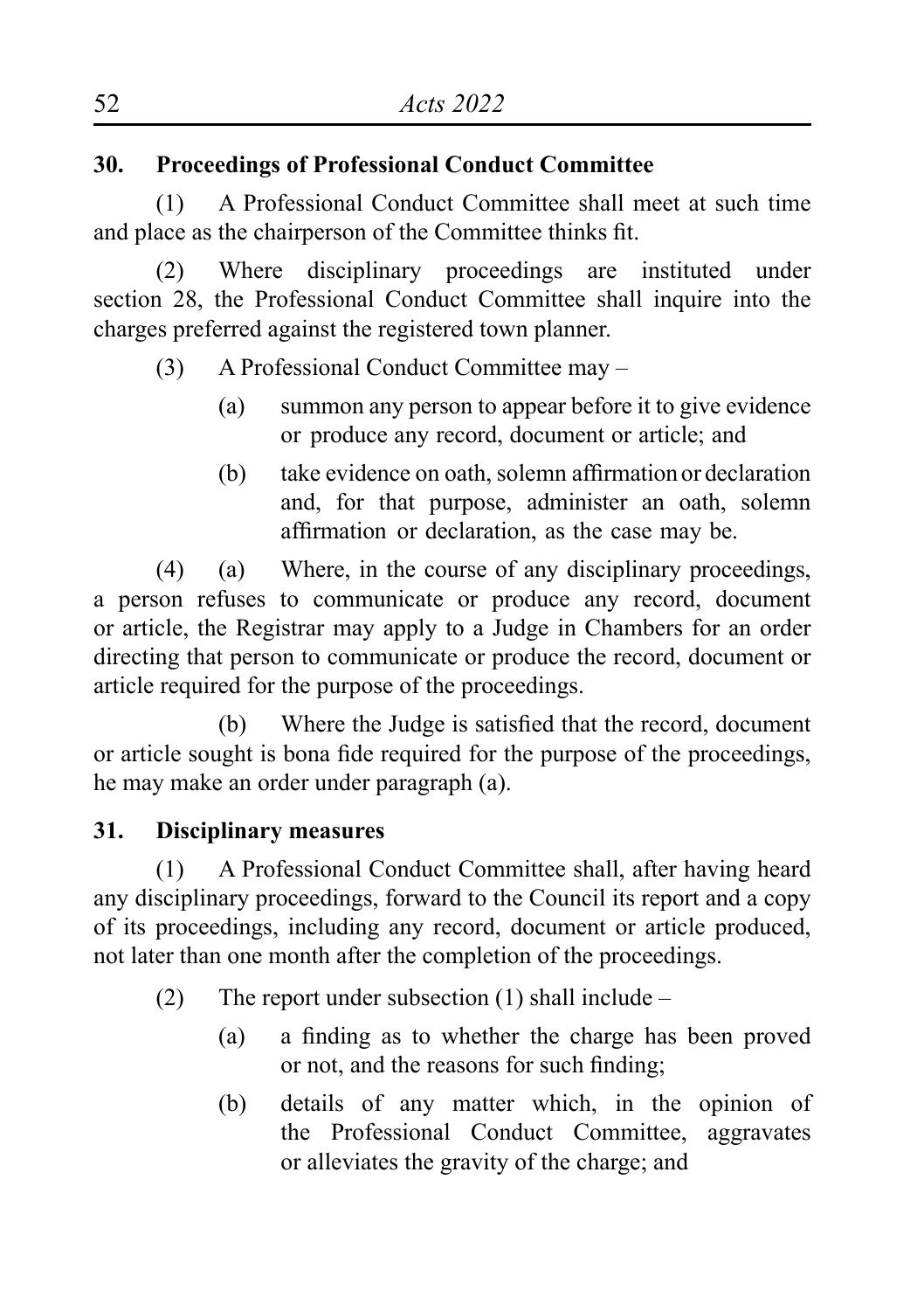**30. Proceedings of Professional Conduct Committee**

(1) A Professional Conduct Committee shall meet at such time and place as the chairperson of the Committee thinks fit.

(2) Where disciplinary proceedings are instituted under section 28, the Professional Conduct Committee shall inquire into the charges preferred against the registered town planner.

(3) A Professional Conduct Committee may –

- (a) summon any person to appear before it to give evidence or produce any record, document or article; and
- (b) take evidence on oath, solemn affirmation or declaration and, for that purpose, administer an oath, solemn affirmation or declaration, as the case may be.

(4) (a) Where, in the course of any disciplinary proceedings, a person refuses to communicate or produce any record, document or article, the Registrar may apply to a Judge in Chambers for an order directing that person to communicate or produce the record, document or article required for the purpose of the proceedings.

(b) Where the Judge is satisfied that the record, document or article sought is bona fide required for the purpose of the proceedings, he may make an order under paragraph (a).

**31. Disciplinary measures**

(1) A Professional Conduct Committee shall, after having heard any disciplinary proceedings, forward to the Council its report and a copy of its proceedings, including any record, document or article produced, not later than one month after the completion of the proceedings.

(2) The report under subsection (1) shall include –

- (a) a finding as to whether the charge has been proved or not, and the reasons for such finding;
- (b) details of any matter which, in the opinion of the Professional Conduct Committee, aggravates or alleviates the gravity of the charge; and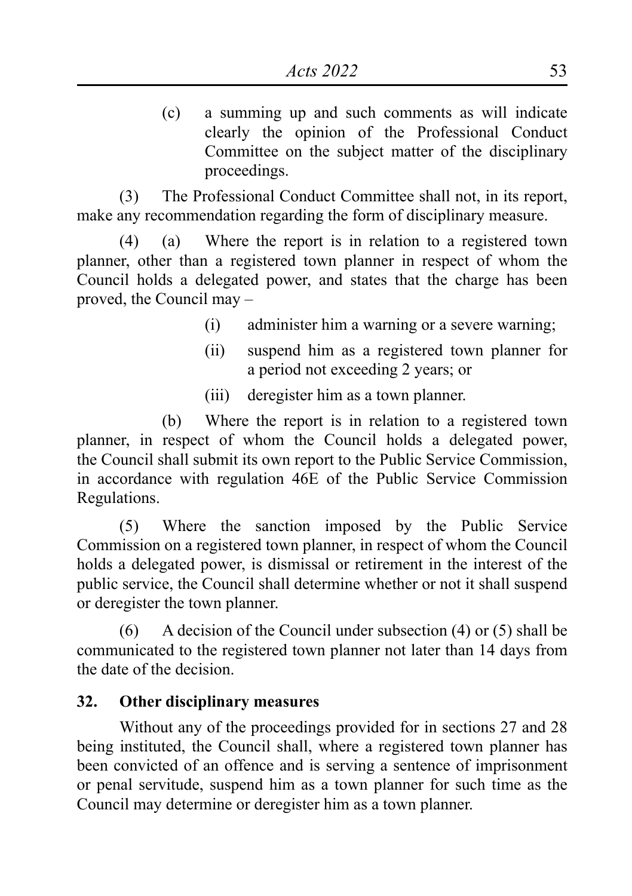(c) a summing up and such comments as will indicate clearly the opinion of the Professional Conduct Committee on the subject matter of the disciplinary proceedings.

(3) The Professional Conduct Committee shall not, in its report, make any recommendation regarding the form of disciplinary measure.

(4) (a) Where the report is in relation to a registered town planner, other than a registered town planner in respect of whom the Council holds a delegated power, and states that the charge has been proved, the Council may –

(i) administer him a warning or a severe warning;

(ii) suspend him as a registered town planner for a period not exceeding 2 years; or

(iii) deregister him as a town planner.

(b) Where the report is in relation to a registered town planner, in respect of whom the Council holds a delegated power, the Council shall submit its own report to the Public Service Commission, in accordance with regulation 46E of the Public Service Commission Regulations.

(5) Where the sanction imposed by the Public Service Commission on a registered town planner, in respect of whom the Council holds a delegated power, is dismissal or retirement in the interest of the public service, the Council shall determine whether or not it shall suspend or deregister the town planner.

(6) A decision of the Council under subsection (4) or (5) shall be communicated to the registered town planner not later than 14 days from the date of the decision.

**32. Other disciplinary measures**

Without any of the proceedings provided for in sections 27 and 28 being instituted, the Council shall, where a registered town planner has been convicted of an offence and is serving a sentence of imprisonment or penal servitude, suspend him as a town planner for such time as the Council may determine or deregister him as a town planner.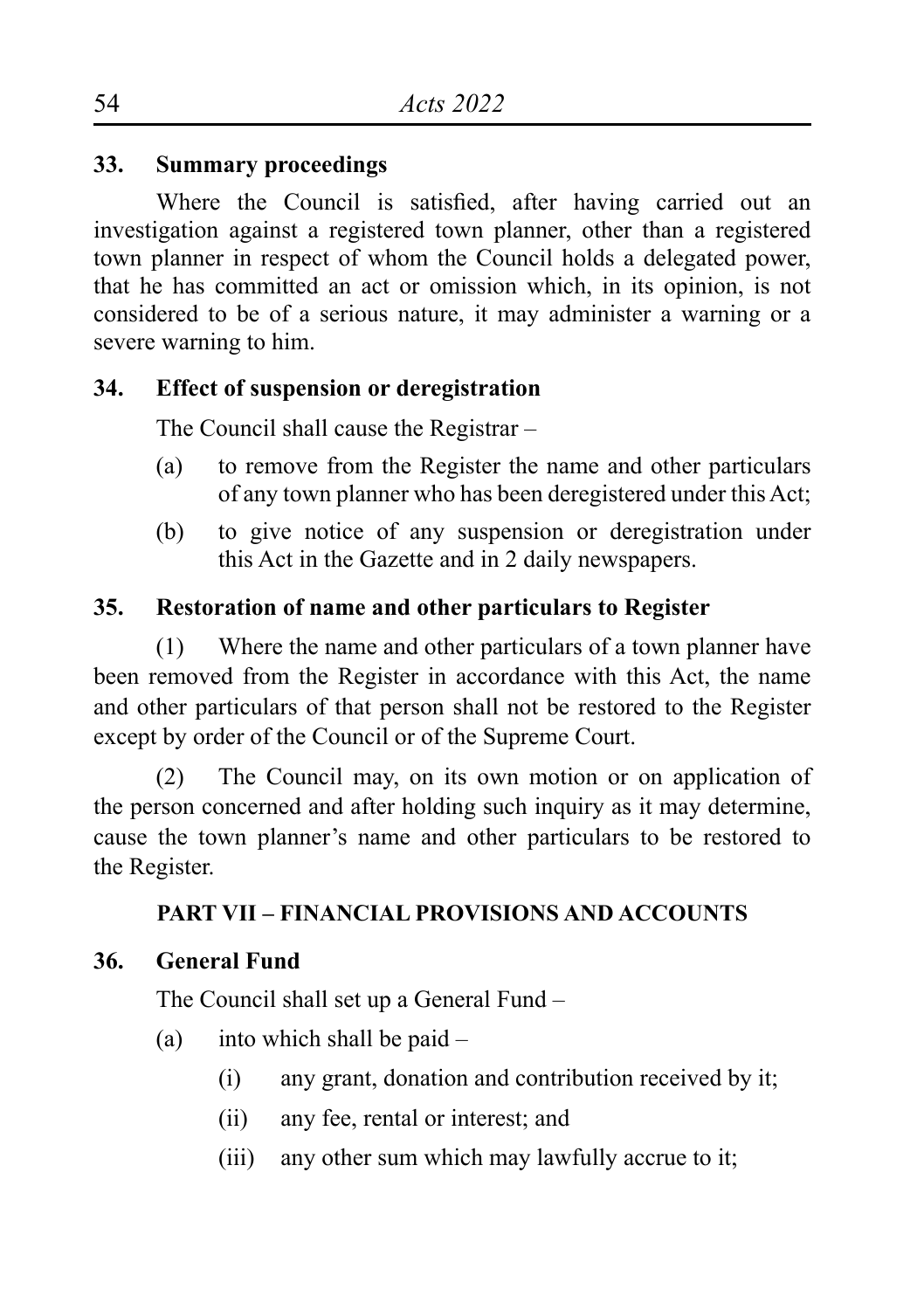**33. Summary proceedings**

Where the Council is satisfied, after having carried out an investigation against a registered town planner, other than a registered town planner in respect of whom the Council holds a delegated power, that he has committed an act or omission which, in its opinion, is not considered to be of a serious nature, it may administer a warning or a severe warning to him.

**34. Effect of suspension or deregistration**

The Council shall cause the Registrar –

(a) to remove from the Register the name and other particulars of any town planner who has been deregistered under this Act;

(b) to give notice of any suspension or deregistration under this Act in the Gazette and in 2 daily newspapers.

**35. Restoration of name and other particulars to Register**

(1) Where the name and other particulars of a town planner have been removed from the Register in accordance with this Act, the name and other particulars of that person shall not be restored to the Register except by order of the Council or of the Supreme Court.

(2) The Council may, on its own motion or on application of the person concerned and after holding such inquiry as it may determine, cause the town planner's name and other particulars to be restored to the Register.

## PART VII – FINANCIAL PROVISIONS AND ACCOUNTS

**36. General Fund**

The Council shall set up a General Fund –

(a) into which shall be paid –

  (i) any grant, donation and contribution received by it;

  (ii) any fee, rental or interest; and

  (iii) any other sum which may lawfully accrue to it;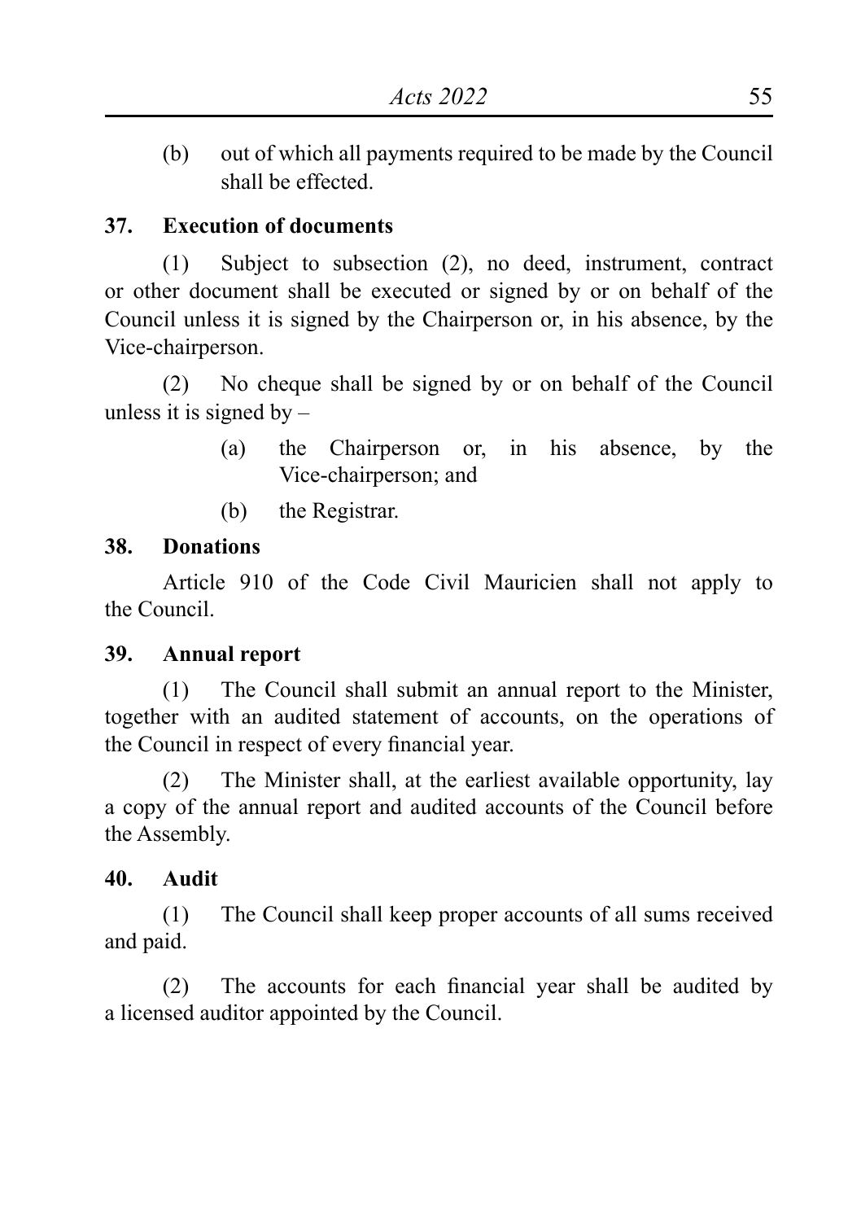(b) out of which all payments required to be made by the Council shall be effected.

**37. Execution of documents**

(1) Subject to subsection (2), no deed, instrument, contract or other document shall be executed or signed by or on behalf of the Council unless it is signed by the Chairperson or, in his absence, by the Vice-chairperson.

(2) No cheque shall be signed by or on behalf of the Council unless it is signed by –

(a) the Chairperson or, in his absence, by the Vice-chairperson; and

(b) the Registrar.

**38. Donations**

Article 910 of the Code Civil Mauricien shall not apply to the Council.

**39. Annual report**

(1) The Council shall submit an annual report to the Minister, together with an audited statement of accounts, on the operations of the Council in respect of every financial year.

(2) The Minister shall, at the earliest available opportunity, lay a copy of the annual report and audited accounts of the Council before the Assembly.

**40. Audit**

(1) The Council shall keep proper accounts of all sums received and paid.

(2) The accounts for each financial year shall be audited by a licensed auditor appointed by the Council.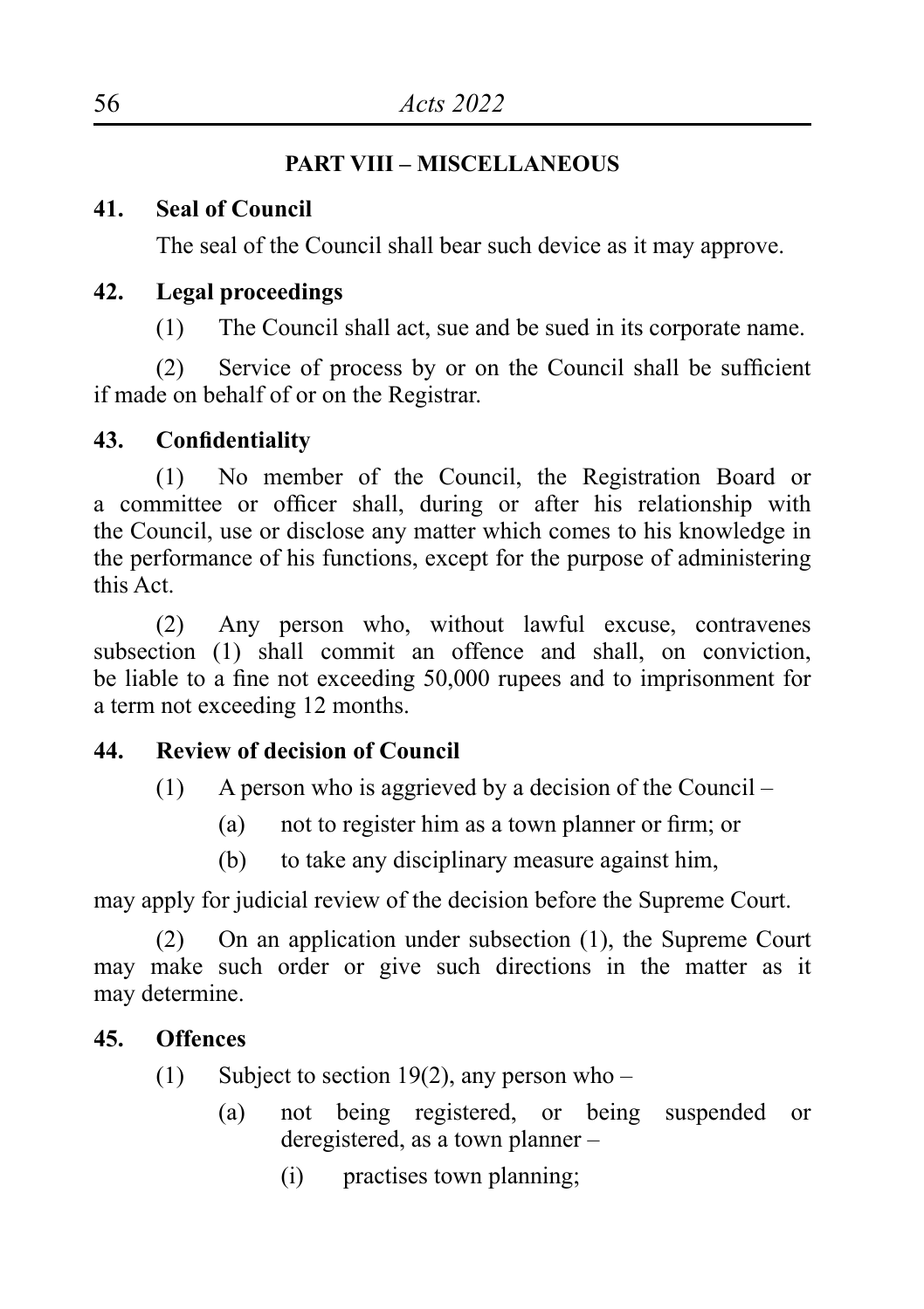## PART VIII – MISCELLANEOUS

### 41. Seal of Council

The seal of the Council shall bear such device as it may approve.

### 42. Legal proceedings

(1) The Council shall act, sue and be sued in its corporate name.

(2) Service of process by or on the Council shall be sufficient if made on behalf of or on the Registrar.

### 43. Confidentiality

(1) No member of the Council, the Registration Board or a committee or officer shall, during or after his relationship with the Council, use or disclose any matter which comes to his knowledge in the performance of his functions, except for the purpose of administering this Act.

(2) Any person who, without lawful excuse, contravenes subsection (1) shall commit an offence and shall, on conviction, be liable to a fine not exceeding 50,000 rupees and to imprisonment for a term not exceeding 12 months.

### 44. Review of decision of Council

(1) A person who is aggrieved by a decision of the Council –

- (a) not to register him as a town planner or firm; or
- (b) to take any disciplinary measure against him,

may apply for judicial review of the decision before the Supreme Court.

(2) On an application under subsection (1), the Supreme Court may make such order or give such directions in the matter as it may determine.

### 45. Offences

(1) Subject to section 19(2), any person who –

- (a) not being registered, or being suspended or deregistered, as a town planner –
  - (i) practises town planning;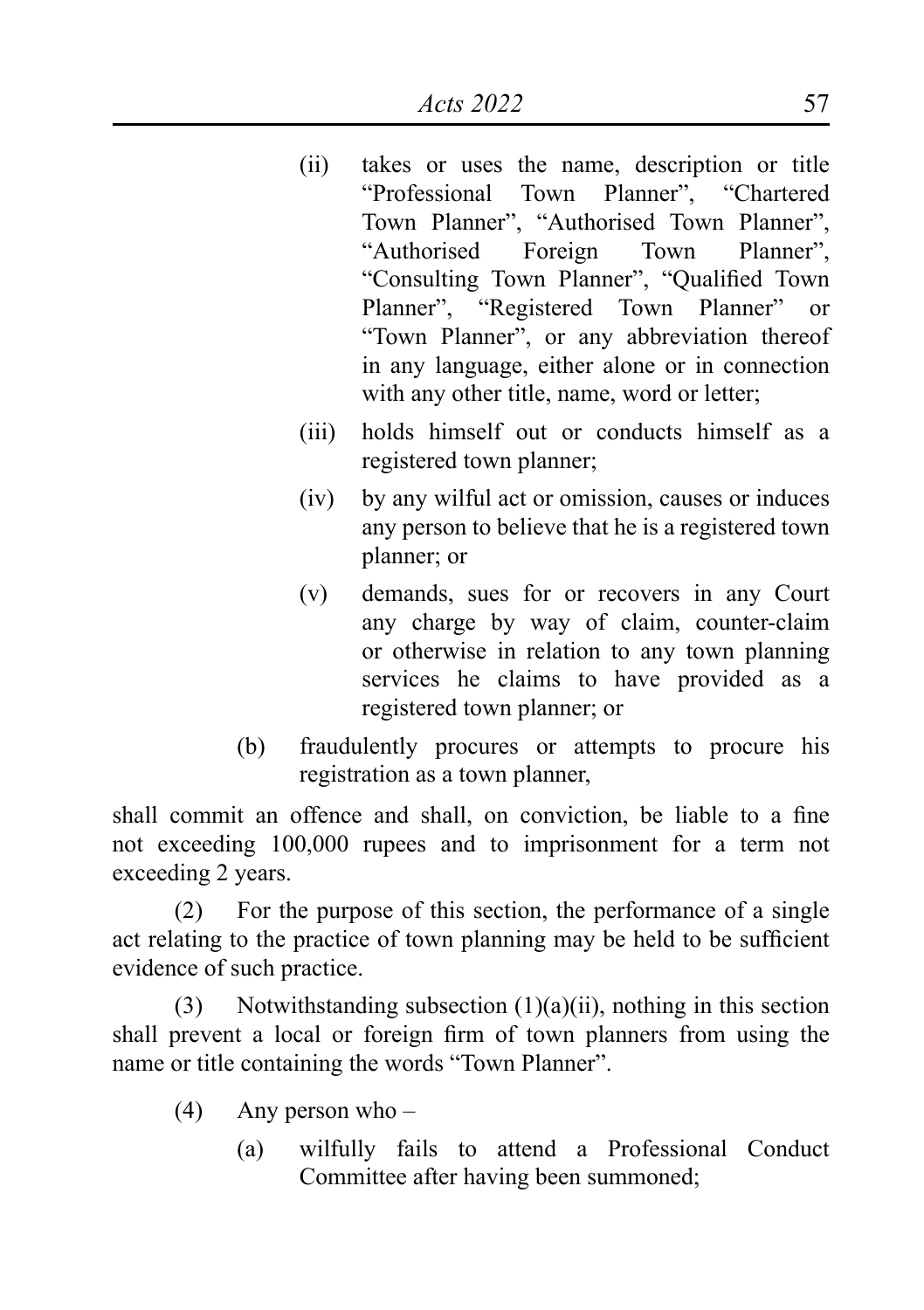(ii) takes or uses the name, description or title "Professional Town Planner", "Chartered Town Planner", "Authorised Town Planner", "Authorised Foreign Town Planner", "Consulting Town Planner", "Qualified Town Planner", "Registered Town Planner" or "Town Planner", or any abbreviation thereof in any language, either alone or in connection with any other title, name, word or letter;

(iii) holds himself out or conducts himself as a registered town planner;

(iv) by any wilful act or omission, causes or induces any person to believe that he is a registered town planner; or

(v) demands, sues for or recovers in any Court any charge by way of claim, counter-claim or otherwise in relation to any town planning services he claims to have provided as a registered town planner; or

(b) fraudulently procures or attempts to procure his registration as a town planner,

shall commit an offence and shall, on conviction, be liable to a fine not exceeding 100,000 rupees and to imprisonment for a term not exceeding 2 years.

(2) For the purpose of this section, the performance of a single act relating to the practice of town planning may be held to be sufficient evidence of such practice.

(3) Notwithstanding subsection (1)(a)(ii), nothing in this section shall prevent a local or foreign firm of town planners from using the name or title containing the words "Town Planner".

(4) Any person who –

(a) wilfully fails to attend a Professional Conduct Committee after having been summoned;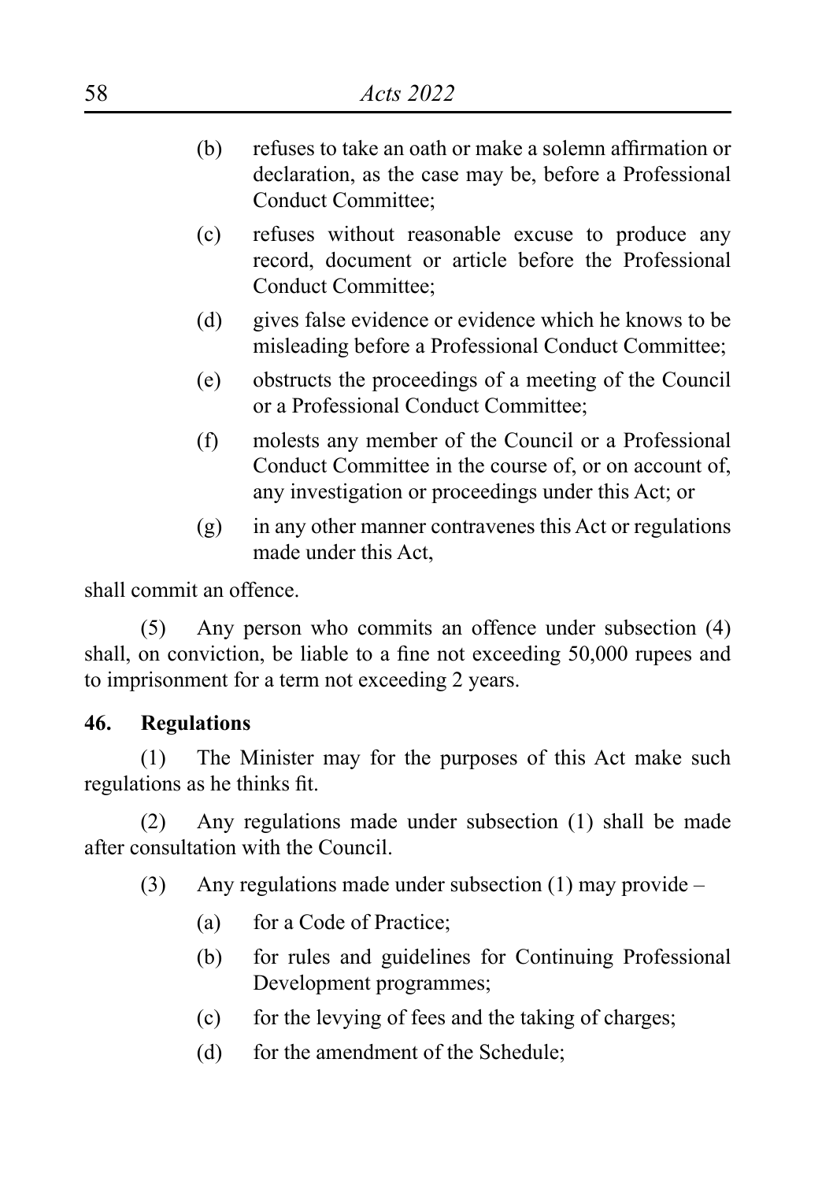(b) refuses to take an oath or make a solemn affirmation or declaration, as the case may be, before a Professional Conduct Committee;

(c) refuses without reasonable excuse to produce any record, document or article before the Professional Conduct Committee;

(d) gives false evidence or evidence which he knows to be misleading before a Professional Conduct Committee;

(e) obstructs the proceedings of a meeting of the Council or a Professional Conduct Committee;

(f) molests any member of the Council or a Professional Conduct Committee in the course of, or on account of, any investigation or proceedings under this Act; or

(g) in any other manner contravenes this Act or regulations made under this Act,

shall commit an offence.

(5) Any person who commits an offence under subsection (4) shall, on conviction, be liable to a fine not exceeding 50,000 rupees and to imprisonment for a term not exceeding 2 years.

**46. Regulations**

(1) The Minister may for the purposes of this Act make such regulations as he thinks fit.

(2) Any regulations made under subsection (1) shall be made after consultation with the Council.

(3) Any regulations made under subsection (1) may provide –

(a) for a Code of Practice;

(b) for rules and guidelines for Continuing Professional Development programmes;

(c) for the levying of fees and the taking of charges;

(d) for the amendment of the Schedule;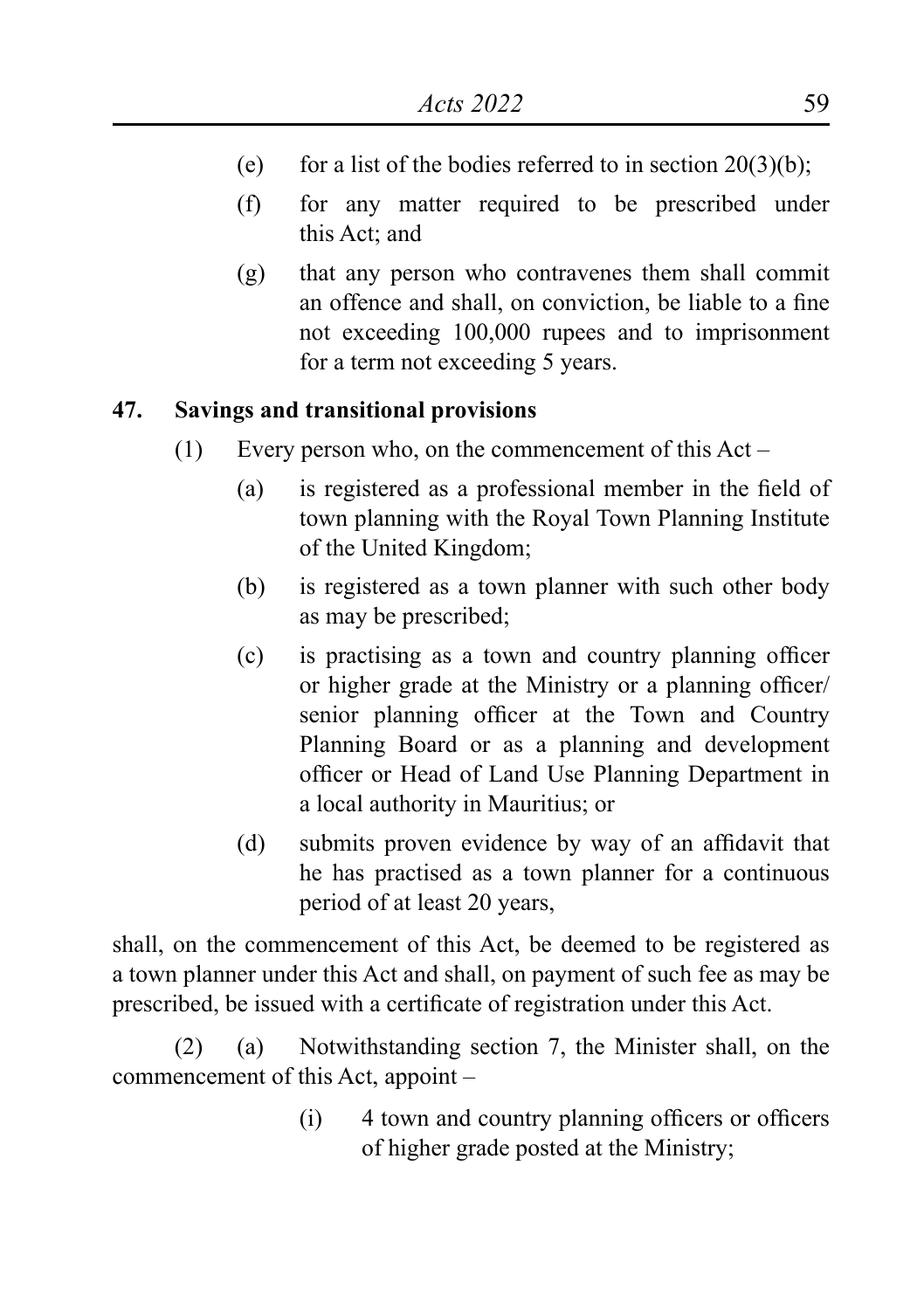(e) for a list of the bodies referred to in section 20(3)(b);

(f) for any matter required to be prescribed under this Act; and

(g) that any person who contravenes them shall commit an offence and shall, on conviction, be liable to a fine not exceeding 100,000 rupees and to imprisonment for a term not exceeding 5 years.

**47. Savings and transitional provisions**

(1) Every person who, on the commencement of this Act –

(a) is registered as a professional member in the field of town planning with the Royal Town Planning Institute of the United Kingdom;

(b) is registered as a town planner with such other body as may be prescribed;

(c) is practising as a town and country planning officer or higher grade at the Ministry or a planning officer/ senior planning officer at the Town and Country Planning Board or as a planning and development officer or Head of Land Use Planning Department in a local authority in Mauritius; or

(d) submits proven evidence by way of an affidavit that he has practised as a town planner for a continuous period of at least 20 years,

shall, on the commencement of this Act, be deemed to be registered as a town planner under this Act and shall, on payment of such fee as may be prescribed, be issued with a certificate of registration under this Act.

(2) (a) Notwithstanding section 7, the Minister shall, on the commencement of this Act, appoint –

(i) 4 town and country planning officers or officers of higher grade posted at the Ministry;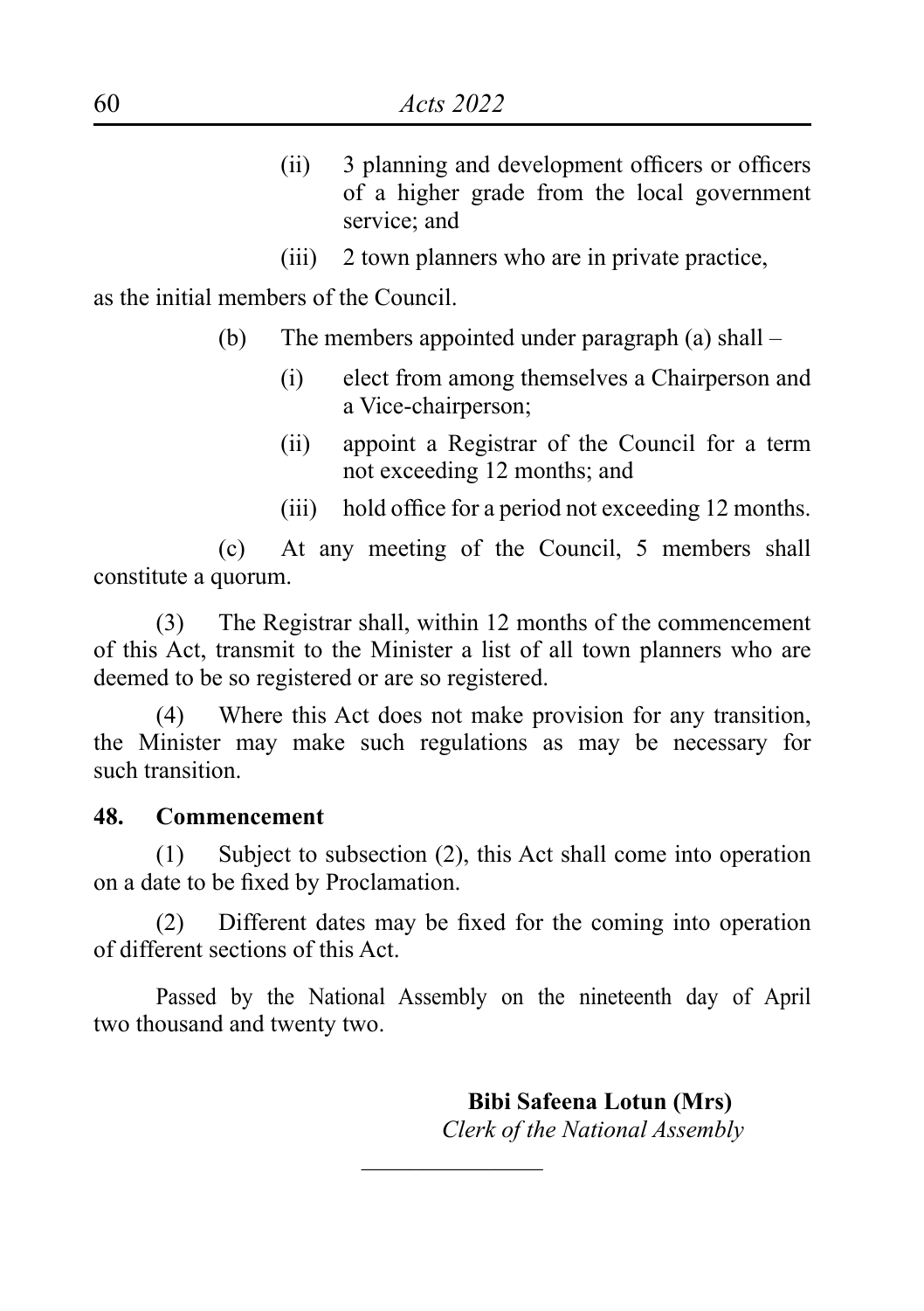(ii) 3 planning and development officers or officers of a higher grade from the local government service; and

(iii) 2 town planners who are in private practice,

as the initial members of the Council.

(b) The members appointed under paragraph (a) shall –

(i) elect from among themselves a Chairperson and a Vice-chairperson;

(ii) appoint a Registrar of the Council for a term not exceeding 12 months; and

(iii) hold office for a period not exceeding 12 months.

(c) At any meeting of the Council, 5 members shall constitute a quorum.

(3) The Registrar shall, within 12 months of the commencement of this Act, transmit to the Minister a list of all town planners who are deemed to be so registered or are so registered.

(4) Where this Act does not make provision for any transition, the Minister may make such regulations as may be necessary for such transition.

**48. Commencement**

(1) Subject to subsection (2), this Act shall come into operation on a date to be fixed by Proclamation.

(2) Different dates may be fixed for the coming into operation of different sections of this Act.

Passed by the National Assembly on the nineteenth day of April two thousand and twenty two.

**Bibi Safeena Lotun (Mrs)**
*Clerk of the National Assembly*

---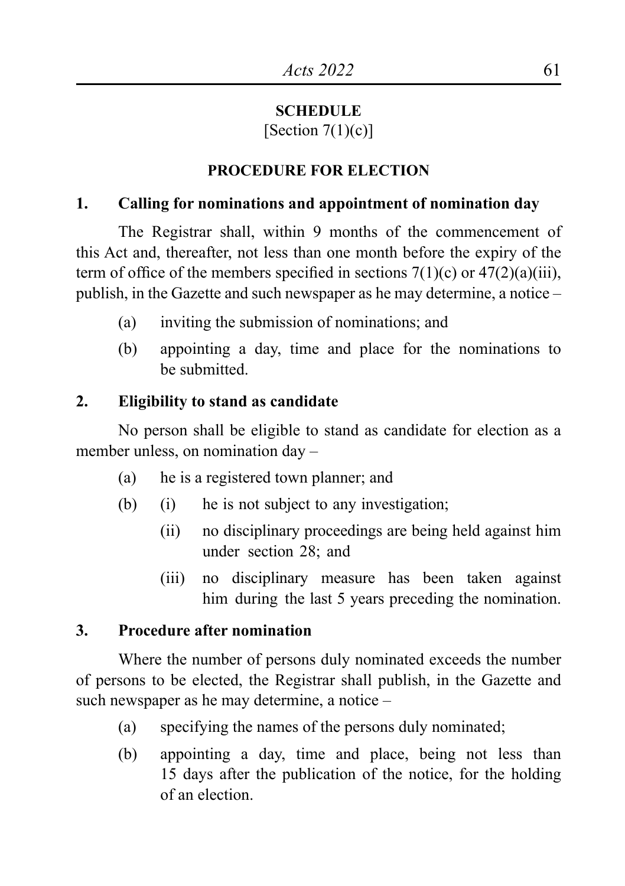## SCHEDULE

[Section 7(1)(c)]

### PROCEDURE FOR ELECTION

**1. Calling for nominations and appointment of nomination day**

The Registrar shall, within 9 months of the commencement of this Act and, thereafter, not less than one month before the expiry of the term of office of the members specified in sections 7(1)(c) or 47(2)(a)(iii), publish, in the Gazette and such newspaper as he may determine, a notice –

- (a) inviting the submission of nominations; and
- (b) appointing a day, time and place for the nominations to be submitted.

**2. Eligibility to stand as candidate**

No person shall be eligible to stand as candidate for election as a member unless, on nomination day –

- (a) he is a registered town planner; and
- (b)
  - (i) he is not subject to any investigation;
  - (ii) no disciplinary proceedings are being held against him under section 28; and
  - (iii) no disciplinary measure has been taken against him during the last 5 years preceding the nomination.

**3. Procedure after nomination**

Where the number of persons duly nominated exceeds the number of persons to be elected, the Registrar shall publish, in the Gazette and such newspaper as he may determine, a notice –

- (a) specifying the names of the persons duly nominated;
- (b) appointing a day, time and place, being not less than 15 days after the publication of the notice, for the holding of an election.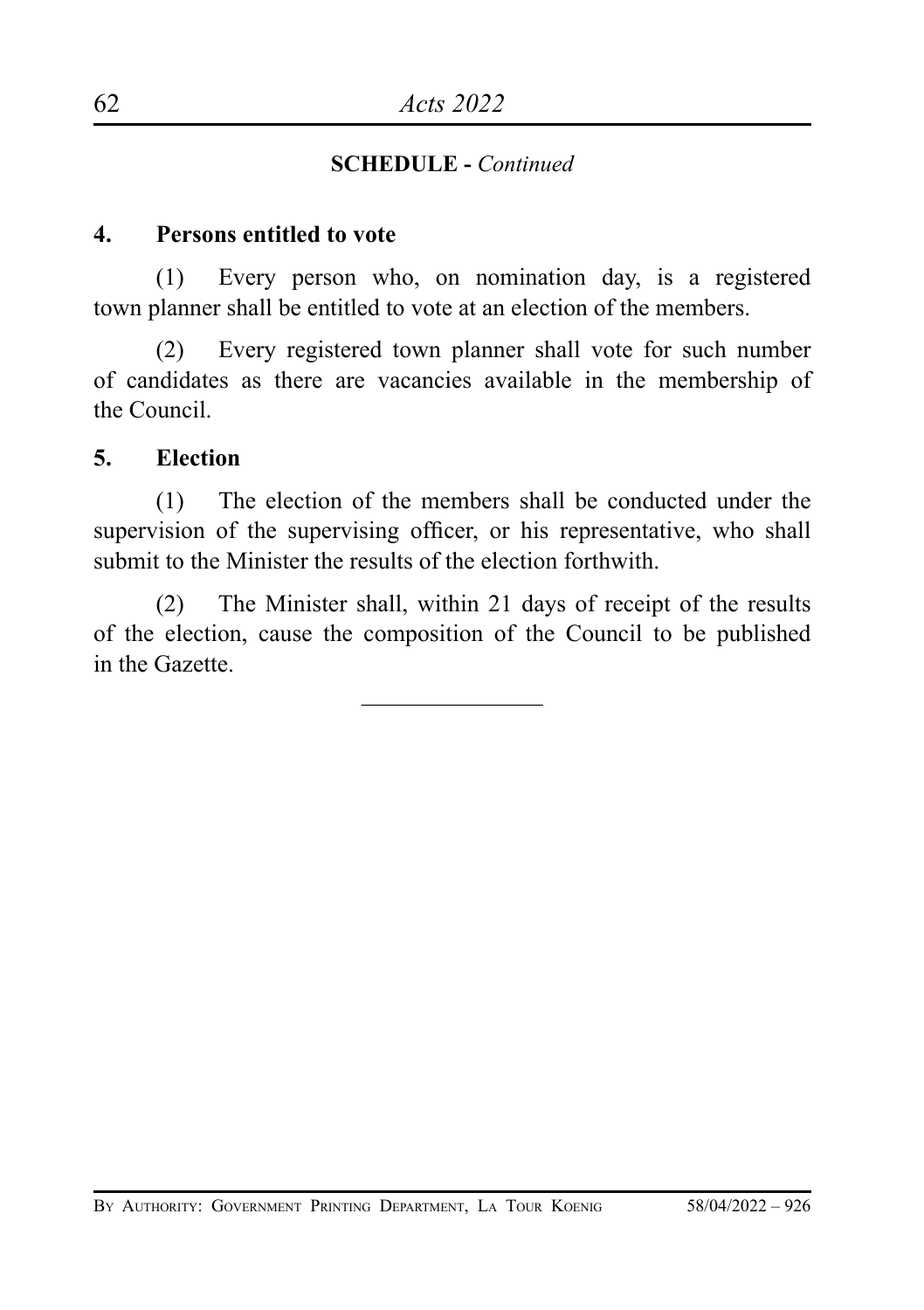**SCHEDULE -** *Continued*

**4. Persons entitled to vote**

(1) Every person who, on nomination day, is a registered town planner shall be entitled to vote at an election of the members.

(2) Every registered town planner shall vote for such number of candidates as there are vacancies available in the membership of the Council.

**5. Election**

(1) The election of the members shall be conducted under the supervision of the supervising officer, or his representative, who shall submit to the Minister the results of the election forthwith.

(2) The Minister shall, within 21 days of receipt of the results of the election, cause the composition of the Council to be published in the Gazette.

---

By Authority: Government Printing Department, La Tour Koenig 58/04/2022 – 926